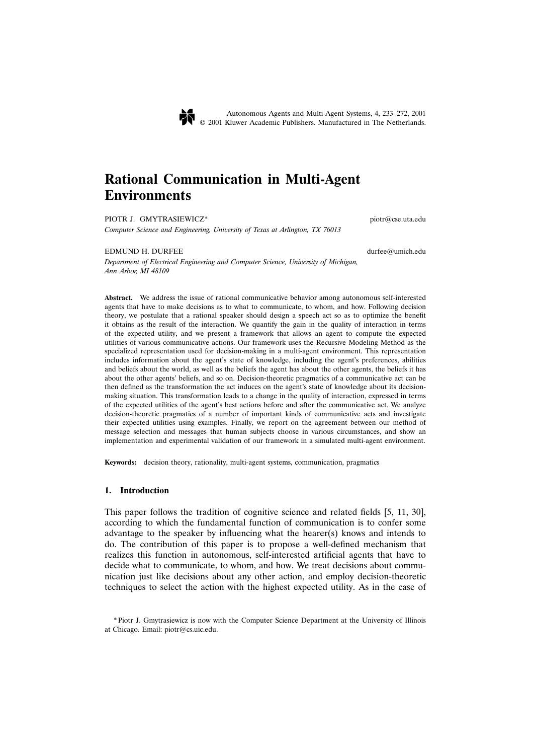# Rational Communication in Multi-Agent Environments

PIOTR J. GMYTRASIEWICZ* piotr@cse.uta.edu

*Computer Science and Engineering, University of Texas at Arlington, TX 76013*

EDMUND H. DURFEE durfee@umich.edu

*Department of Electrical Engineering and Computer Science, University of Michigan, Ann Arbor, MI 48109*

**Abstract.** We address the issue of rational communicative behavior among autonomous self-interested agents that have to make decisions as to what to communicate, to whom, and how. Following decision theory, we postulate that a rational speaker should design a speech act so as to optimize the benefit it obtains as the result of the interaction. We quantify the gain in the quality of interaction in terms of the expected utility, and we present a framework that allows an agent to compute the expected utilities of various communicative actions. Our framework uses the Recursive Modeling Method as the specialized representation used for decision-making in a multi-agent environment. This representation includes information about the agent's state of knowledge, including the agent's preferences, abilities and beliefs about the world, as well as the beliefs the agent has about the other agents, the beliefs it has about the other agents' beliefs, and so on. Decision-theoretic pragmatics of a communicative act can be then defined as the transformation the act induces on the agent's state of knowledge about its decision-making situation. This transformation leads to a change in the quality of interaction, expressed in terms of the expected utilities of the agent's best actions before and after the communicative act. We analyze decision-theoretic pragmatics of a number of important kinds of communicative acts and investigate their expected utilities using examples. Finally, we report on the agreement between our method of message selection and messages that human subjects choose in various circumstances, and show an implementation and experimental validation of our framework in a simulated multi-agent environment.

**Keywords:** decision theory, rationality, multi-agent systems, communication, pragmatics

## 1. Introduction

This paper follows the tradition of cognitive science and related fields [5, 11, 30], according to which the fundamental function of communication is to confer some advantage to the speaker by influencing what the hearer(s) knows and intends to do. The contribution of this paper is to propose a well-defined mechanism that realizes this function in autonomous, self-interested artificial agents that have to decide what to communicate, to whom, and how. We treat decisions about communication just like decisions about any other action, and employ decision-theoretic techniques to select the action with the highest expected utility. As in the case of

*Piotr J. Gmytrasiewicz is now with the Computer Science Department at the University of Illinois at Chicago. Email: piotr@cs.uic.edu.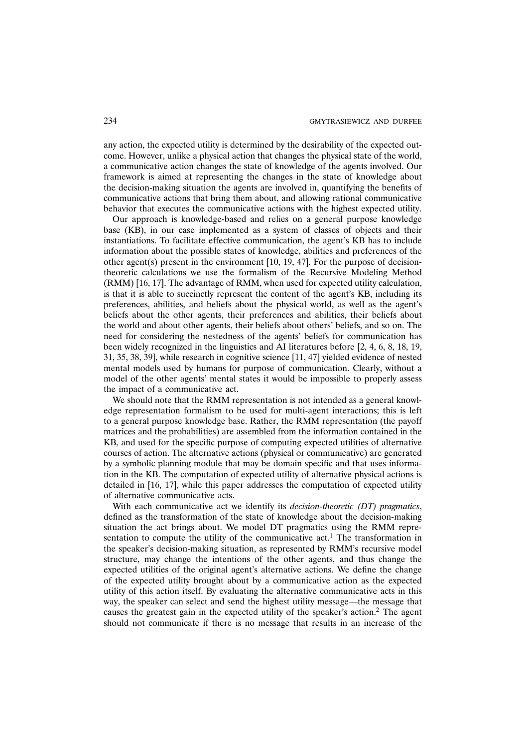any action, the expected utility is determined by the desirability of the expected outcome. However, unlike a physical action that changes the physical state of the world, a communicative action changes the state of knowledge of the agents involved. Our framework is aimed at representing the changes in the state of knowledge about the decision-making situation the agents are involved in, quantifying the benefits of communicative actions that bring them about, and allowing rational communicative behavior that executes the communicative actions with the highest expected utility.

Our approach is knowledge-based and relies on a general purpose knowledge base (KB), in our case implemented as a system of classes of objects and their instantiations. To facilitate effective communication, the agent's KB has to include information about the possible states of knowledge, abilities and preferences of the other agent(s) present in the environment [10, 19, 47]. For the purpose of decision-theoretic calculations we use the formalism of the Recursive Modeling Method (RMM) [16, 17]. The advantage of RMM, when used for expected utility calculation, is that it is able to succinctly represent the content of the agent's KB, including its preferences, abilities, and beliefs about the physical world, as well as the agent's beliefs about the other agents, their preferences and abilities, their beliefs about the world and about other agents, their beliefs about others' beliefs, and so on. The need for considering the nestedness of the agents' beliefs for communication has been widely recognized in the linguistics and AI literatures before [2, 4, 6, 8, 18, 19, 31, 35, 38, 39], while research in cognitive science [11, 47] yielded evidence of nested mental models used by humans for purpose of communication. Clearly, without a model of the other agents' mental states it would be impossible to properly assess the impact of a communicative act.

We should note that the RMM representation is not intended as a general knowledge representation formalism to be used for multi-agent interactions; this is left to a general purpose knowledge base. Rather, the RMM representation (the payoff matrices and the probabilities) are assembled from the information contained in the KB, and used for the specific purpose of computing expected utilities of alternative courses of action. The alternative actions (physical or communicative) are generated by a symbolic planning module that may be domain specific and that uses information in the KB. The computation of expected utility of alternative physical actions is detailed in [16, 17], while this paper addresses the computation of expected utility of alternative communicative acts.

With each communicative act we identify its *decision-theoretic (DT) pragmatics*, defined as the transformation of the state of knowledge about the decision-making situation the act brings about. We model DT pragmatics using the RMM representation to compute the utility of the communicative act.[1] The transformation in the speaker's decision-making situation, as represented by RMM's recursive model structure, may change the intentions of the other agents, and thus change the expected utilities of the original agent's alternative actions. We define the change of the expected utility brought about by a communicative action as the expected utility of this action itself. By evaluating the alternative communicative acts in this way, the speaker can select and send the highest utility message—the message that causes the greatest gain in the expected utility of the speaker's action.[2] The agent should not communicate if there is no message that results in an increase of the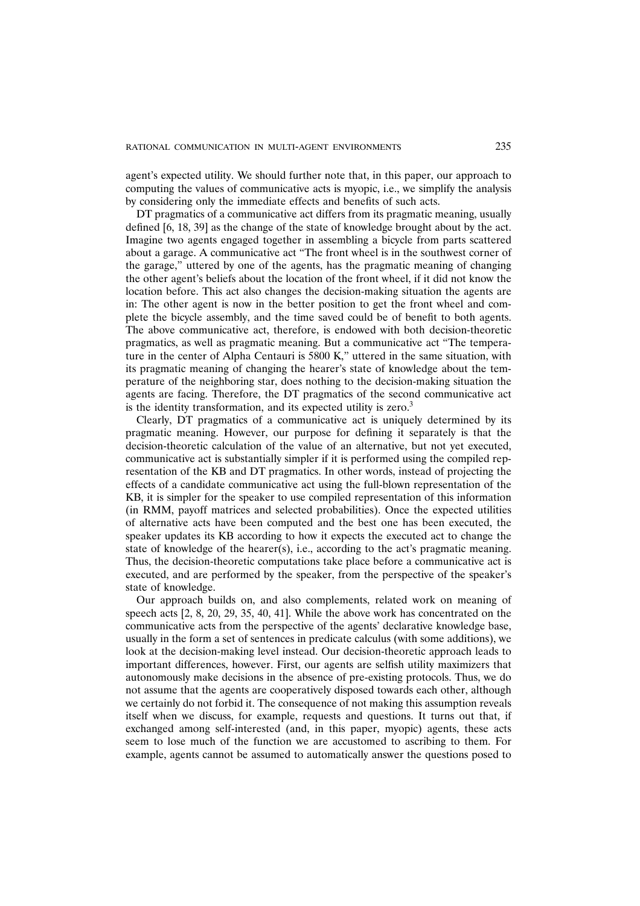agent's expected utility. We should further note that, in this paper, our approach to computing the values of communicative acts is myopic, i.e., we simplify the analysis by considering only the immediate effects and benefits of such acts.

DT pragmatics of a communicative act differs from its pragmatic meaning, usually defined [6, 18, 39] as the change of the state of knowledge brought about by the act. Imagine two agents engaged together in assembling a bicycle from parts scattered about a garage. A communicative act "The front wheel is in the southwest corner of the garage," uttered by one of the agents, has the pragmatic meaning of changing the other agent's beliefs about the location of the front wheel, if it did not know the location before. This act also changes the decision-making situation the agents are in: The other agent is now in the better position to get the front wheel and complete the bicycle assembly, and the time saved could be of benefit to both agents. The above communicative act, therefore, is endowed with both decision-theoretic pragmatics, as well as pragmatic meaning. But a communicative act "The temperature in the center of Alpha Centauri is 5800 K," uttered in the same situation, with its pragmatic meaning of changing the hearer's state of knowledge about the temperature of the neighboring star, does nothing to the decision-making situation the agents are facing. Therefore, the DT pragmatics of the second communicative act is the identity transformation, and its expected utility is zero.[3]

Clearly, DT pragmatics of a communicative act is uniquely determined by its pragmatic meaning. However, our purpose for defining it separately is that the decision-theoretic calculation of the value of an alternative, but not yet executed, communicative act is substantially simpler if it is performed using the compiled representation of the KB and DT pragmatics. In other words, instead of projecting the effects of a candidate communicative act using the full-blown representation of the KB, it is simpler for the speaker to use compiled representation of this information (in RMM, payoff matrices and selected probabilities). Once the expected utilities of alternative acts have been computed and the best one has been executed, the speaker updates its KB according to how it expects the executed act to change the state of knowledge of the hearer(s), i.e., according to the act's pragmatic meaning. Thus, the decision-theoretic computations take place before a communicative act is executed, and are performed by the speaker, from the perspective of the speaker's state of knowledge.

Our approach builds on, and also complements, related work on meaning of speech acts [2, 8, 20, 29, 35, 40, 41]. While the above work has concentrated on the communicative acts from the perspective of the agents' declarative knowledge base, usually in the form a set of sentences in predicate calculus (with some additions), we look at the decision-making level instead. Our decision-theoretic approach leads to important differences, however. First, our agents are selfish utility maximizers that autonomously make decisions in the absence of pre-existing protocols. Thus, we do not assume that the agents are cooperatively disposed towards each other, although we certainly do not forbid it. The consequence of not making this assumption reveals itself when we discuss, for example, requests and questions. It turns out that, if exchanged among self-interested (and, in this paper, myopic) agents, these acts seem to lose much of the function we are accustomed to ascribing to them. For example, agents cannot be assumed to automatically answer the questions posed to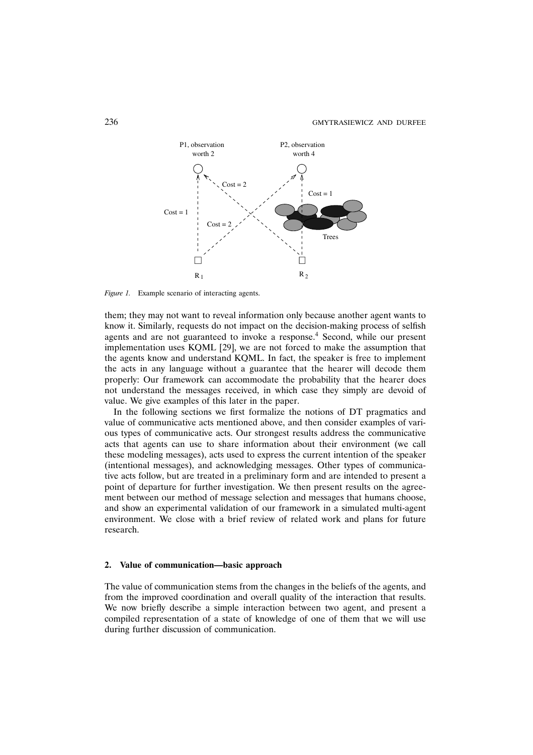*Figure 1.* Example scenario of interacting agents.

them; they may not want to reveal information only because another agent wants to know it. Similarly, requests do not impact on the decision-making process of selfish agents and are not guaranteed to invoke a response.[4] Second, while our present implementation uses KQML [29], we are not forced to make the assumption that the agents know and understand KQML. In fact, the speaker is free to implement the acts in any language without a guarantee that the hearer will decode them properly: Our framework can accommodate the probability that the hearer does not understand the messages received, in which case they simply are devoid of value. We give examples of this later in the paper.

In the following sections we first formalize the notions of DT pragmatics and value of communicative acts mentioned above, and then consider examples of various types of communicative acts. Our strongest results address the communicative acts that agents can use to share information about their environment (we call these modeling messages), acts used to express the current intention of the speaker (intentional messages), and acknowledging messages. Other types of communicative acts follow, but are treated in a preliminary form and are intended to present a point of departure for further investigation. We then present results on the agreement between our method of message selection and messages that humans choose, and show an experimental validation of our framework in a simulated multi-agent environment. We close with a brief review of related work and plans for future research.

## 2. Value of communication—basic approach

The value of communication stems from the changes in the beliefs of the agents, and from the improved coordination and overall quality of the interaction that results. We now briefly describe a simple interaction between two agent, and present a compiled representation of a state of knowledge of one of them that we will use during further discussion of communication.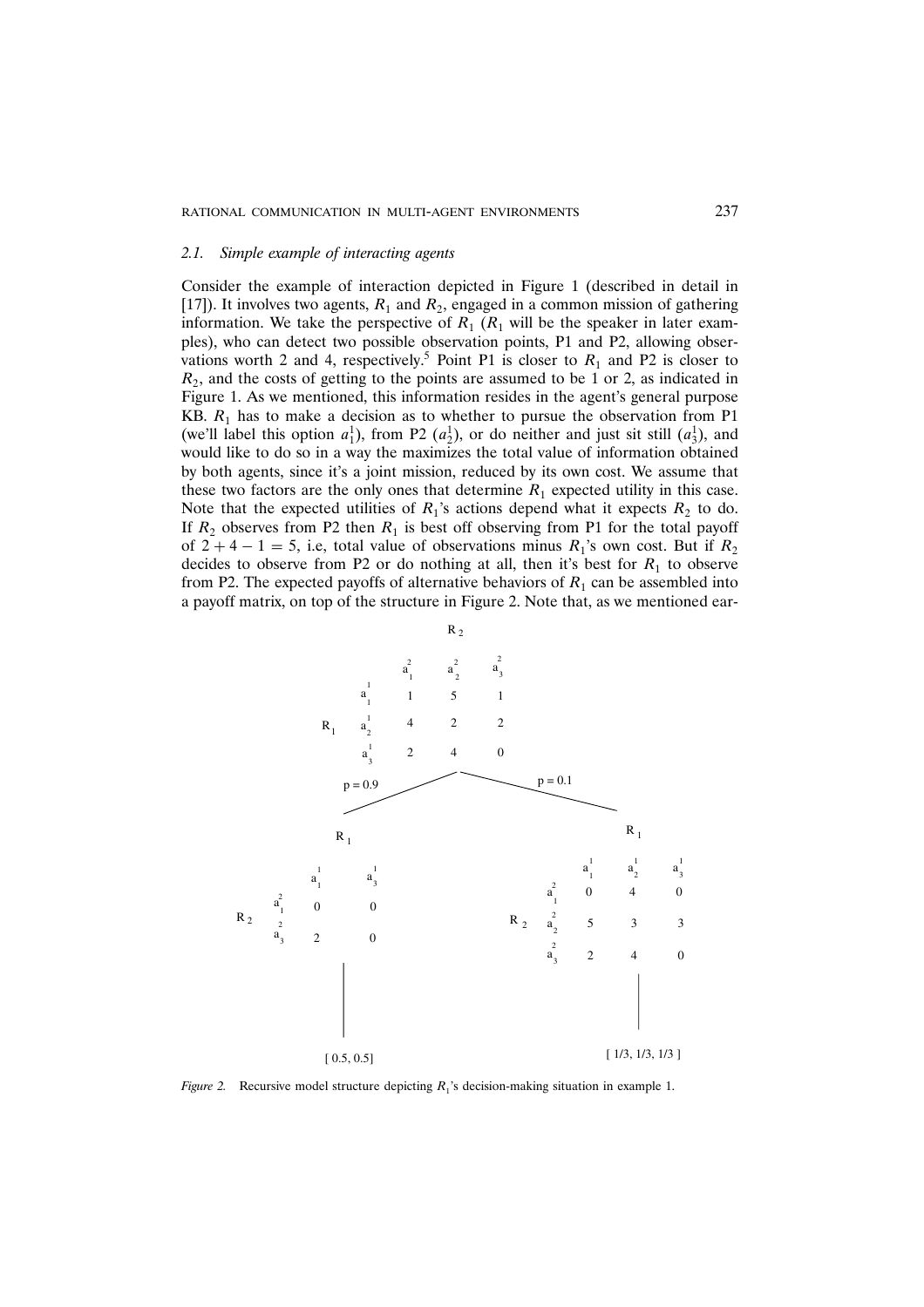### 2.1. *Simple example of interacting agents*

Consider the example of interaction depicted in Figure 1 (described in detail in [17]). It involves two agents, $R_1$ and $R_2$, engaged in a common mission of gathering information. We take the perspective of $R_1$ ($R_1$ will be the speaker in later examples), who can detect two possible observation points, P1 and P2, allowing observations worth 2 and 4, respectively.[5] Point P1 is closer to $R_1$ and P2 is closer to $R_2$, and the costs of getting to the points are assumed to be 1 or 2, as indicated in Figure 1. As we mentioned, this information resides in the agent's general purpose KB. $R_1$ has to make a decision as to whether to pursue the observation from P1 (we'll label this option $a_1^1$), from P2 ($a_2^1$), or do neither and just sit still ($a_3^1$), and would like to do so in a way the maximizes the total value of information obtained by both agents, since it's a joint mission, reduced by its own cost. We assume that these two factors are the only ones that determine $R_1$ expected utility in this case. Note that the expected utilities of $R_1$'s actions depend what it expects $R_2$ to do. If $R_2$ observes from P2 then $R_1$ is best off observing from P1 for the total payoff of $2 + 4 - 1 = 5$, i.e, total value of observations minus $R_1$'s own cost. But if $R_2$ decides to observe from P2 or do nothing at all, then it's best for $R_1$ to observe from P2. The expected payoffs of alternative behaviors of $R_1$ can be assembled into a payoff matrix, on top of the structure in Figure 2. Note that, as we mentioned ear-

| $R_1$ \ $R_2$ | $a_1^2$ | $a_2^2$ | $a_3^2$ |
|---|---|---|---|
| $a_1^1$ | 1 | 5 | 1 |
| $a_2^1$ | 4 | 2 | 2 |
| $a_3^1$ | 2 | 4 | 0 |

$p = 0.9$:

| $R_2$ \ $R_1$ | $a_1^1$ | $a_3^1$ |
|---|---|---|
| $a_1^2$ | 0 | 0 |
| $a_3^2$ | 2 | 0 |

[ 0.5, 0.5]

$p = 0.1$:

| $R_2$ \ $R_1$ | $a_1^1$ | $a_2^1$ | $a_3^1$ |
|---|---|---|---|
| $a_1^2$ | 0 | 4 | 0 |
| $a_2^2$ | 5 | 3 | 3 |
| $a_3^2$ | 2 | 4 | 0 |

[ 1/3, 1/3, 1/3 ]

*Figure 2.* Recursive model structure depicting $R_1$'s decision-making situation in example 1.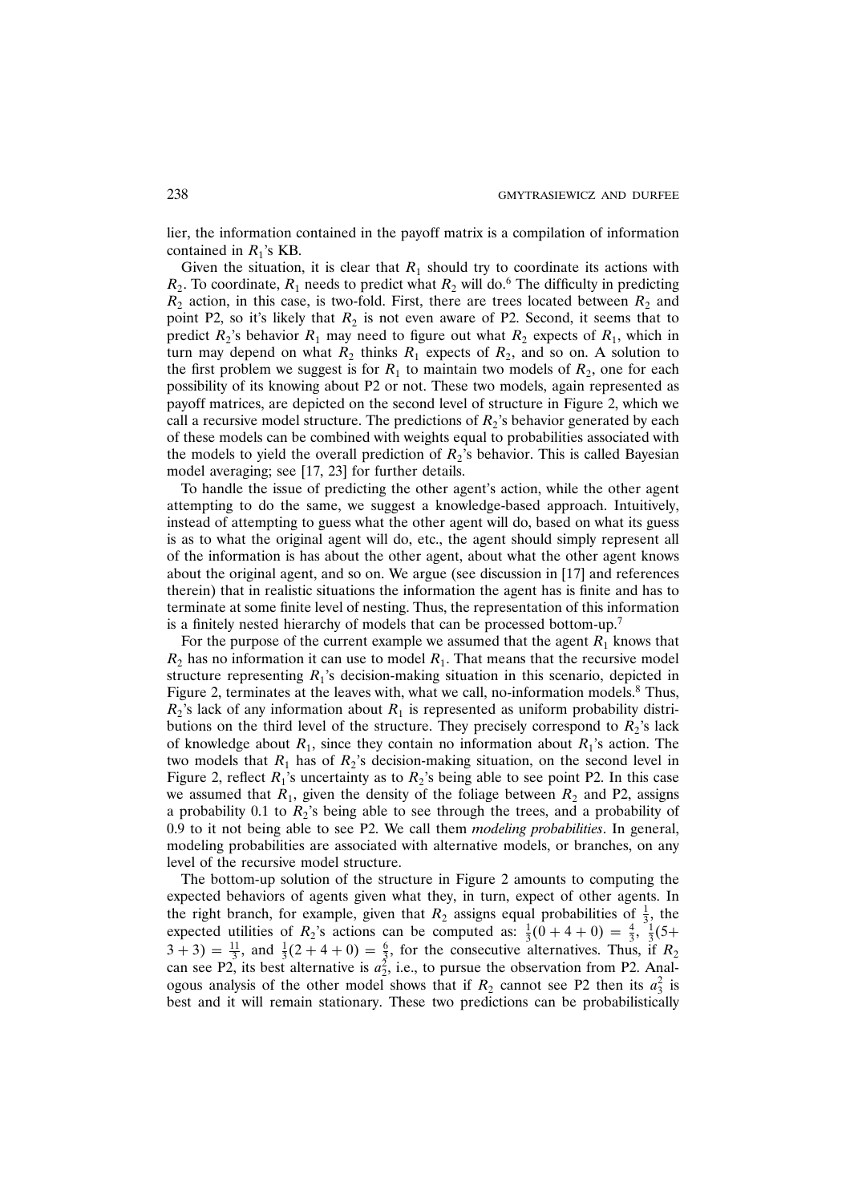lier, the information contained in the payoff matrix is a compilation of information contained in $R_1$'s KB.

Given the situation, it is clear that $R_1$ should try to coordinate its actions with $R_2$. To coordinate, $R_1$ needs to predict what $R_2$ will do.[6] The difficulty in predicting $R_2$ action, in this case, is two-fold. First, there are trees located between $R_2$ and point P2, so it's likely that $R_2$ is not even aware of P2. Second, it seems that to predict $R_2$'s behavior $R_1$ may need to figure out what $R_2$ expects of $R_1$, which in turn may depend on what $R_2$ thinks $R_1$ expects of $R_2$, and so on. A solution to the first problem we suggest is for $R_1$ to maintain two models of $R_2$, one for each possibility of its knowing about P2 or not. These two models, again represented as payoff matrices, are depicted on the second level of structure in Figure 2, which we call a recursive model structure. The predictions of $R_2$'s behavior generated by each of these models can be combined with weights equal to probabilities associated with the models to yield the overall prediction of $R_2$'s behavior. This is called Bayesian model averaging; see [17, 23] for further details.

To handle the issue of predicting the other agent's action, while the other agent attempting to do the same, we suggest a knowledge-based approach. Intuitively, instead of attempting to guess what the other agent will do, based on what its guess is as to what the original agent will do, etc., the agent should simply represent all of the information is has about the other agent, about what the other agent knows about the original agent, and so on. We argue (see discussion in [17] and references therein) that in realistic situations the information the agent has is finite and has to terminate at some finite level of nesting. Thus, the representation of this information is a finitely nested hierarchy of models that can be processed bottom-up.[7]

For the purpose of the current example we assumed that the agent $R_1$ knows that $R_2$ has no information it can use to model $R_1$. That means that the recursive model structure representing $R_1$'s decision-making situation in this scenario, depicted in Figure 2, terminates at the leaves with, what we call, no-information models.[8] Thus, $R_2$'s lack of any information about $R_1$ is represented as uniform probability distributions on the third level of the structure. They precisely correspond to $R_2$'s lack of knowledge about $R_1$, since they contain no information about $R_1$'s action. The two models that $R_1$ has of $R_2$'s decision-making situation, on the second level in Figure 2, reflect $R_1$'s uncertainty as to $R_2$'s being able to see point P2. In this case we assumed that $R_1$, given the density of the foliage between $R_2$ and P2, assigns a probability 0.1 to $R_2$'s being able to see through the trees, and a probability of 0.9 to it not being able to see P2. We call them *modeling probabilities*. In general, modeling probabilities are associated with alternative models, or branches, on any level of the recursive model structure.

The bottom-up solution of the structure in Figure 2 amounts to computing the expected behaviors of agents given what they, in turn, expect of other agents. In the right branch, for example, given that $R_2$ assigns equal probabilities of $\frac{1}{3}$, the expected utilities of $R_2$'s actions can be computed as: $\frac{1}{3}(0+4+0) = \frac{4}{3}$, $\frac{1}{3}(5+3+3) = \frac{11}{3}$, and $\frac{1}{3}(2+4+0) = \frac{6}{3}$, for the consecutive alternatives. Thus, if $R_2$ can see P2, its best alternative is $a_2^2$, i.e., to pursue the observation from P2. Analogous analysis of the other model shows that if $R_2$ cannot see P2 then its $a_3^2$ is best and it will remain stationary. These two predictions can be probabilistically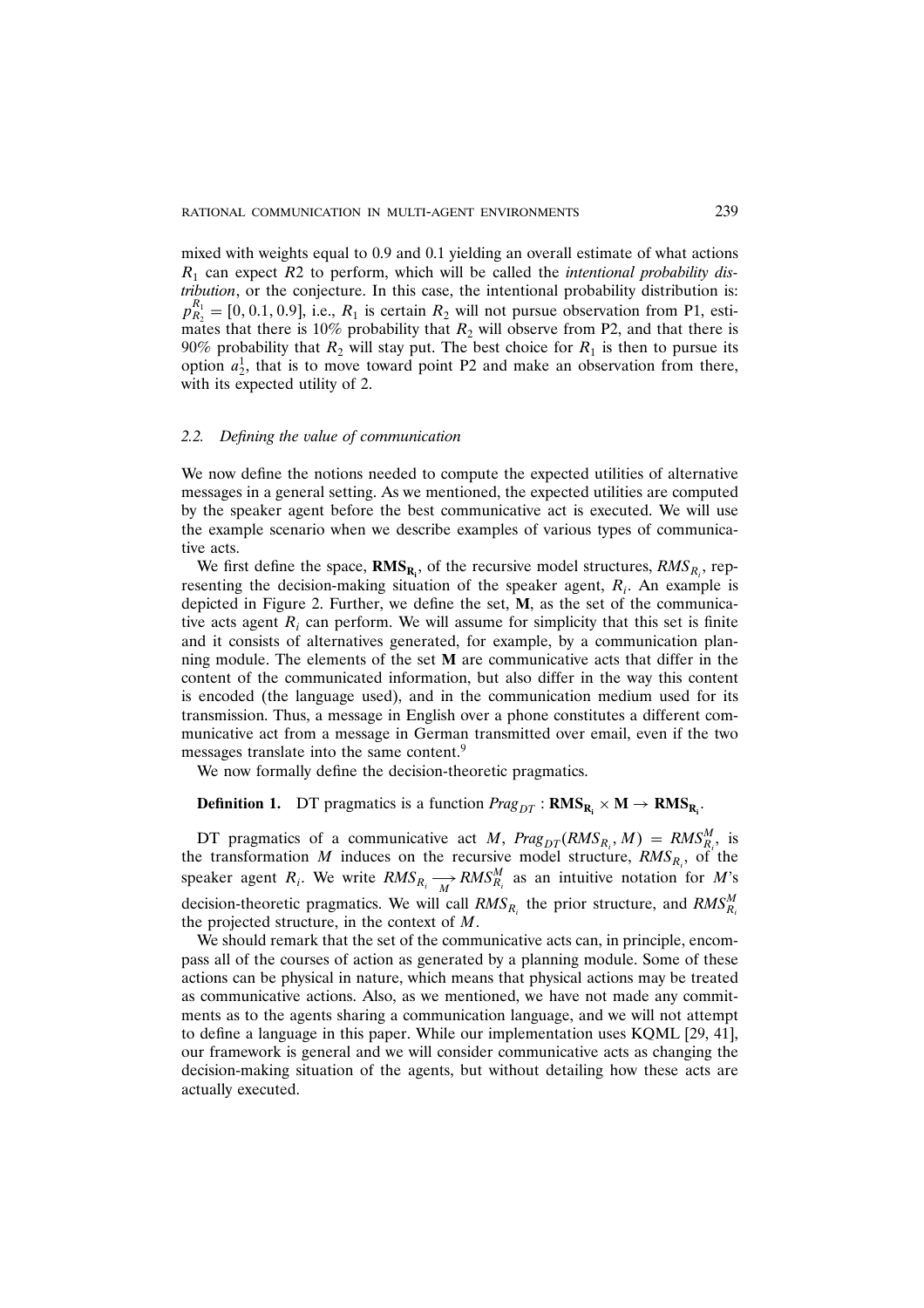mixed with weights equal to 0.9 and 0.1 yielding an overall estimate of what actions $R_1$ can expect $R2$ to perform, which will be called the *intentional probability distribution*, or the conjecture. In this case, the intentional probability distribution is: $p_{R_2}^{R_1} = [0, 0.1, 0.9]$, i.e., $R_1$ is certain $R_2$ will not pursue observation from P1, estimates that there is 10% probability that $R_2$ will observe from P2, and that there is 90% probability that $R_2$ will stay put. The best choice for $R_1$ is then to pursue its option $a_2^1$, that is to move toward point P2 and make an observation from there, with its expected utility of 2.

### 2.2. Defining the value of communication

We now define the notions needed to compute the expected utilities of alternative messages in a general setting. As we mentioned, the expected utilities are computed by the speaker agent before the best communicative act is executed. We will use the example scenario when we describe examples of various types of communicative acts.

We first define the space, $\mathbf{RMS_{R_i}}$, of the recursive model structures, $RMS_{R_i}$, representing the decision-making situation of the speaker agent, $R_i$. An example is depicted in Figure 2. Further, we define the set, $\mathbf{M}$, as the set of the communicative acts agent $R_i$ can perform. We will assume for simplicity that this set is finite and it consists of alternatives generated, for example, by a communication planning module. The elements of the set $\mathbf{M}$ are communicative acts that differ in the content of the communicated information, but also differ in the way this content is encoded (the language used), and in the communication medium used for its transmission. Thus, a message in English over a phone constitutes a different communicative act from a message in German transmitted over email, even if the two messages translate into the same content.[9]

We now formally define the decision-theoretic pragmatics.

**Definition 1.** DT pragmatics is a function $Prag_{DT} : \mathbf{RMS_{R_i}} \times \mathbf{M} \rightarrow \mathbf{RMS_{R_i}}$.

DT pragmatics of a communicative act $M$, $Prag_{DT}(RMS_{R_i}, M) = RMS_{R_i}^M$, is the transformation $M$ induces on the recursive model structure, $RMS_{R_i}$, of the speaker agent $R_i$. We write $RMS_{R_i} \underset{M}{\longrightarrow} RMS_{R_i}^M$ as an intuitive notation for $M$'s decision-theoretic pragmatics. We will call $RMS_{R_i}$ the prior structure, and $RMS_{R_i}^M$ the projected structure, in the context of $M$.

We should remark that the set of the communicative acts can, in principle, encompass all of the courses of action as generated by a planning module. Some of these actions can be physical in nature, which means that physical actions may be treated as communicative actions. Also, as we mentioned, we have not made any commitments as to the agents sharing a communication language, and we will not attempt to define a language in this paper. While our implementation uses KQML [29, 41], our framework is general and we will consider communicative acts as changing the decision-making situation of the agents, but without detailing how these acts are actually executed.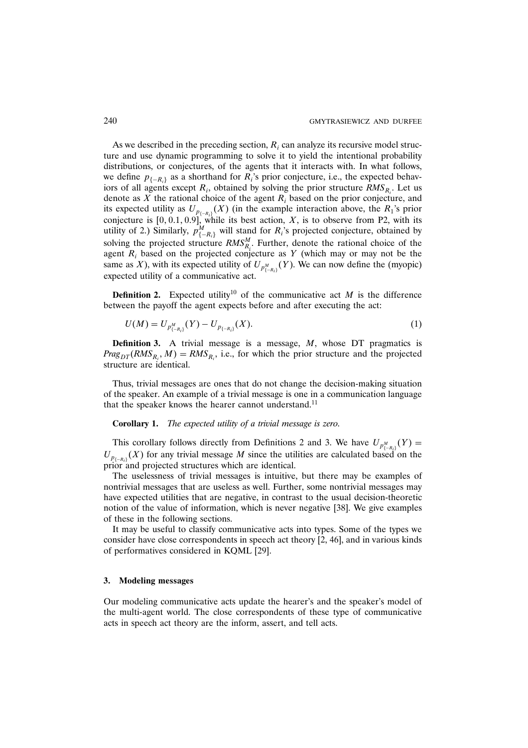As we described in the preceding section, $R_i$ can analyze its recursive model structure and use dynamic programming to solve it to yield the intentional probability distributions, or conjectures, of the agents that it interacts with. In what follows, we define $p_{\{-R_i\}}$ as a shorthand for $R_i$'s prior conjecture, i.e., the expected behaviors of all agents except $R_i$, obtained by solving the prior structure $RMS_{R_i}$. Let us denote as $X$ the rational choice of the agent $R_i$ based on the prior conjecture, and its expected utility as $U_{p_{\{-R_i\}}}(X)$ (in the example interaction above, the $R_1$'s prior conjecture is $[0, 0.1, 0.9]$, while its best action, $X$, is to observe from P2, with its utility of 2.) Similarly, $p^M_{\{-R_i\}}$ will stand for $R_i$'s projected conjecture, obtained by solving the projected structure $RMS^M_{R_i}$. Further, denote the rational choice of the agent $R_i$ based on the projected conjecture as $Y$ (which may or may not be the same as $X$), with its expected utility of $U_{p^M_{\{-R_i\}}}(Y)$. We can now define the (myopic) expected utility of a communicative act.

**Definition 2.** Expected utility[10] of the communicative act $M$ is the difference between the payoff the agent expects before and after executing the act:

$$U(M) = U_{p^M_{\{-R_i\}}}(Y) - U_{p_{\{-R_i\}}}(X). \tag{1}$$

**Definition 3.** A trivial message is a message, $M$, whose DT pragmatics is $Prag_{DT}(RMS_{R_i}, M) = RMS_{R_i}$, i.e., for which the prior structure and the projected structure are identical.

Thus, trivial messages are ones that do not change the decision-making situation of the speaker. An example of a trivial message is one in a communication language that the speaker knows the hearer cannot understand.[11]

**Corollary 1.** *The expected utility of a trivial message is zero.*

This corollary follows directly from Definitions 2 and 3. We have $U_{p^M_{\{-R_i\}}}(Y) = U_{p_{\{-R_i\}}}(X)$ for any trivial message $M$ since the utilities are calculated based on the prior and projected structures which are identical.

The uselessness of trivial messages is intuitive, but there may be examples of nontrivial messages that are useless as well. Further, some nontrivial messages may have expected utilities that are negative, in contrast to the usual decision-theoretic notion of the value of information, which is never negative [38]. We give examples of these in the following sections.

It may be useful to classify communicative acts into types. Some of the types we consider have close correspondents in speech act theory [2, 46], and in various kinds of performatives considered in KQML [29].

## 3. Modeling messages

Our modeling communicative acts update the hearer's and the speaker's model of the multi-agent world. The close correspondents of these type of communicative acts in speech act theory are the inform, assert, and tell acts.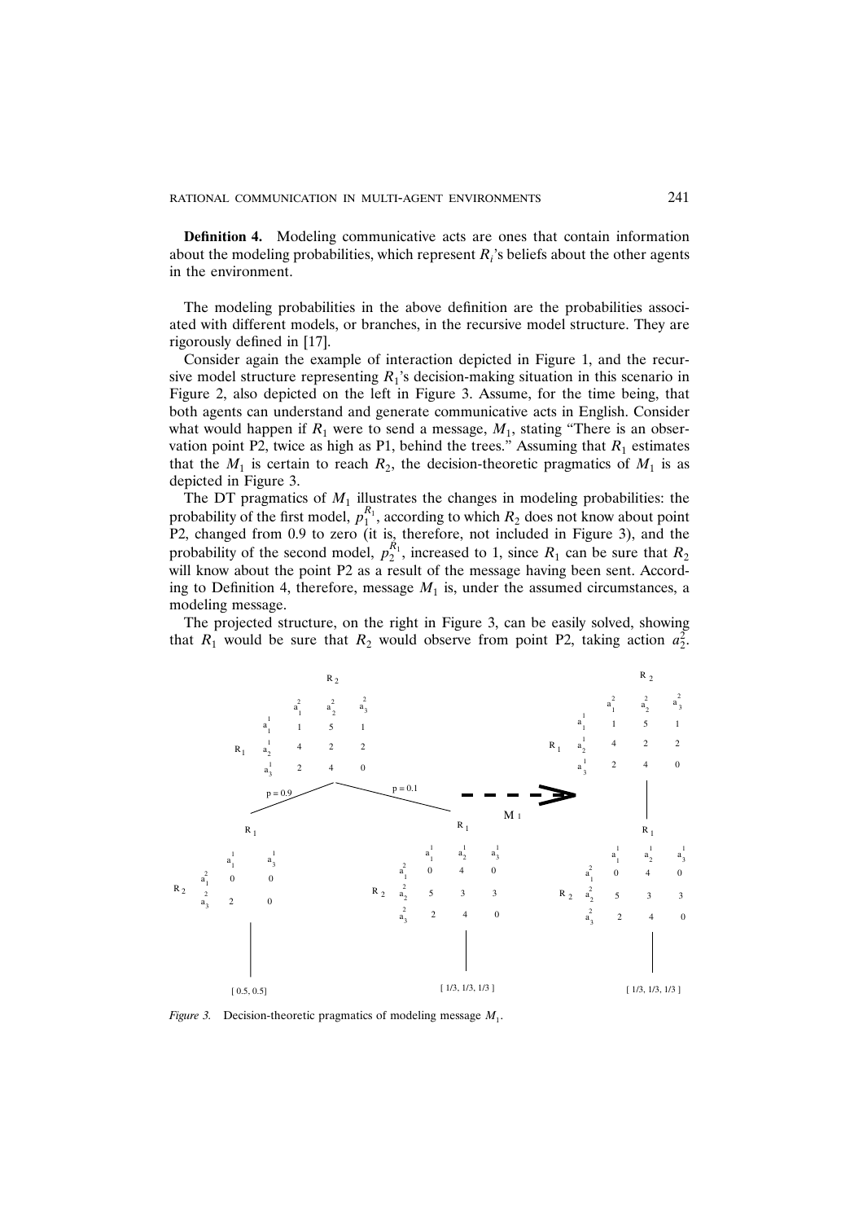**Definition 4.** Modeling communicative acts are ones that contain information about the modeling probabilities, which represent $R_i$'s beliefs about the other agents in the environment.

The modeling probabilities in the above definition are the probabilities associated with different models, or branches, in the recursive model structure. They are rigorously defined in [17].

Consider again the example of interaction depicted in Figure 1, and the recursive model structure representing $R_1$'s decision-making situation in this scenario in Figure 2, also depicted on the left in Figure 3. Assume, for the time being, that both agents can understand and generate communicative acts in English. Consider what would happen if $R_1$ were to send a message, $M_1$, stating "There is an observation point P2, twice as high as P1, behind the trees." Assuming that $R_1$ estimates that the $M_1$ is certain to reach $R_2$, the decision-theoretic pragmatics of $M_1$ is as depicted in Figure 3.

The DT pragmatics of $M_1$ illustrates the changes in modeling probabilities: the probability of the first model, $p_1^{R_1}$, according to which $R_2$ does not know about point P2, changed from 0.9 to zero (it is, therefore, not included in Figure 3), and the probability of the second model, $p_2^{R_1}$, increased to 1, since $R_1$ can be sure that $R_2$ will know about the point P2 as a result of the message having been sent. According to Definition 4, therefore, message $M_1$ is, under the assumed circumstances, a modeling message.

The projected structure, on the right in Figure 3, can be easily solved, showing that $R_1$ would be sure that $R_2$ would observe from point P2, taking action $a_2^2$.

Figure 3. Decision-theoretic pragmatics of modeling message $M_1$.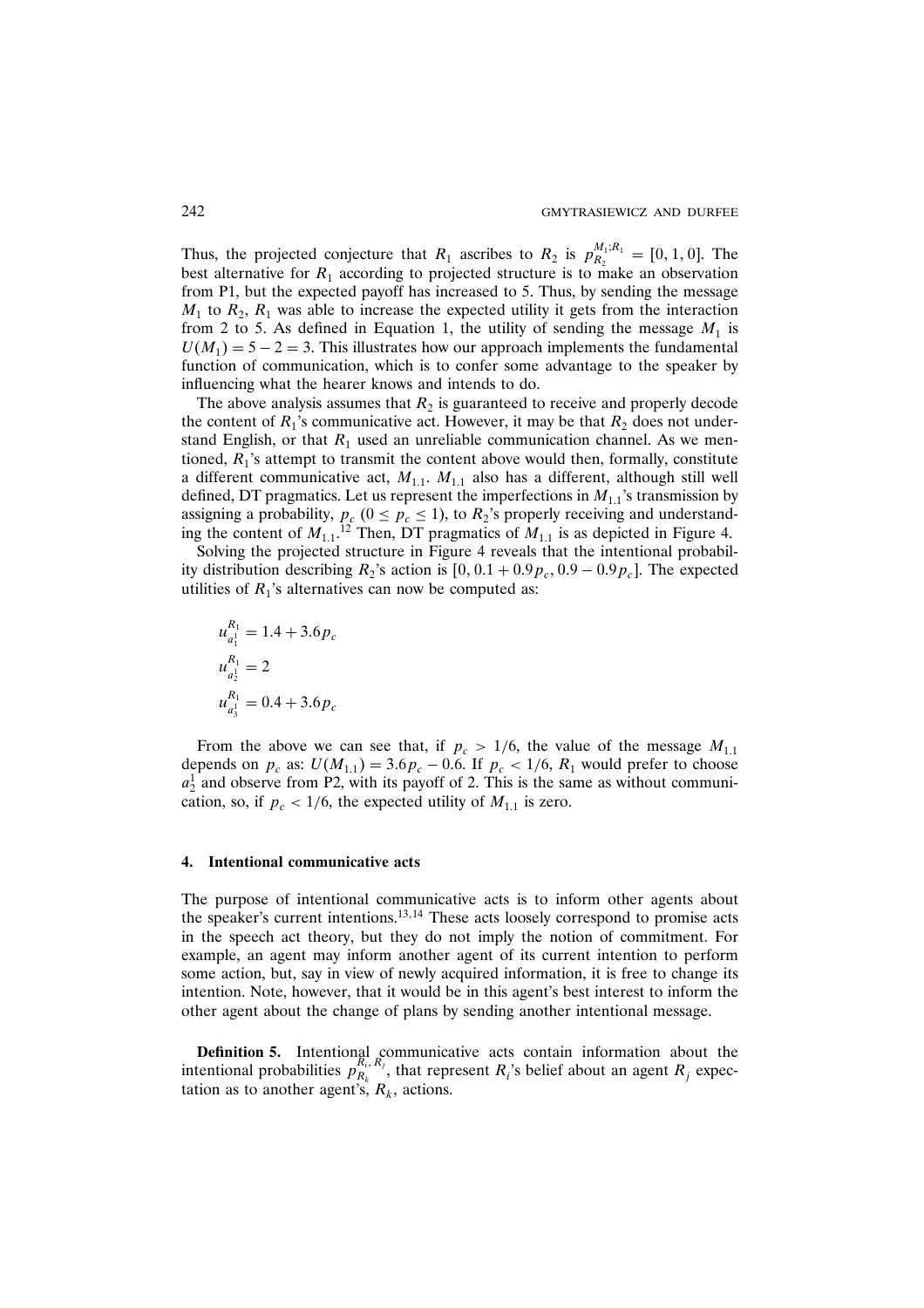Thus, the projected conjecture that $R_1$ ascribes to $R_2$ is $p_{R_2}^{M_1;R_1} = [0, 1, 0]$. The best alternative for $R_1$ according to projected structure is to make an observation from P1, but the expected payoff has increased to 5. Thus, by sending the message $M_1$ to $R_2$, $R_1$ was able to increase the expected utility it gets from the interaction from 2 to 5. As defined in Equation 1, the utility of sending the message $M_1$ is $U(M_1) = 5 - 2 = 3$. This illustrates how our approach implements the fundamental function of communication, which is to confer some advantage to the speaker by influencing what the hearer knows and intends to do.

The above analysis assumes that $R_2$ is guaranteed to receive and properly decode the content of $R_1$'s communicative act. However, it may be that $R_2$ does not understand English, or that $R_1$ used an unreliable communication channel. As we mentioned, $R_1$'s attempt to transmit the content above would then, formally, constitute a different communicative act, $M_{1.1}$. $M_{1.1}$ also has a different, although still well defined, DT pragmatics. Let us represent the imperfections in $M_{1.1}$'s transmission by assigning a probability, $p_c$ $(0 \leq p_c \leq 1)$, to $R_2$'s properly receiving and understanding the content of $M_{1.1}$.[12] Then, DT pragmatics of $M_{1.1}$ is as depicted in Figure 4.

Solving the projected structure in Figure 4 reveals that the intentional probability distribution describing $R_2$'s action is $[0, 0.1 + 0.9p_c, 0.9 - 0.9p_c]$. The expected utilities of $R_1$'s alternatives can now be computed as:

$$u_{a_1^1}^{R_1} = 1.4 + 3.6p_c$$

$$u_{a_2^1}^{R_1} = 2$$

$$u_{a_3^1}^{R_1} = 0.4 + 3.6p_c$$

From the above we can see that, if $p_c > 1/6$, the value of the message $M_{1.1}$ depends on $p_c$ as: $U(M_{1.1}) = 3.6p_c - 0.6$. If $p_c < 1/6$, $R_1$ would prefer to choose $a_2^1$ and observe from P2, with its payoff of 2. This is the same as without communication, so, if $p_c < 1/6$, the expected utility of $M_{1.1}$ is zero.

## 4. Intentional communicative acts

The purpose of intentional communicative acts is to inform other agents about the speaker's current intentions.[13,14] These acts loosely correspond to promise acts in the speech act theory, but they do not imply the notion of commitment. For example, an agent may inform another agent of its current intention to perform some action, but, say in view of newly acquired information, it is free to change its intention. Note, however, that it would be in this agent's best interest to inform the other agent about the change of plans by sending another intentional message.

**Definition 5.** Intentional communicative acts contain information about the intentional probabilities $p_{R_k}^{R_i, R_j}$, that represent $R_i$'s belief about an agent $R_j$ expectation as to another agent's, $R_k$, actions.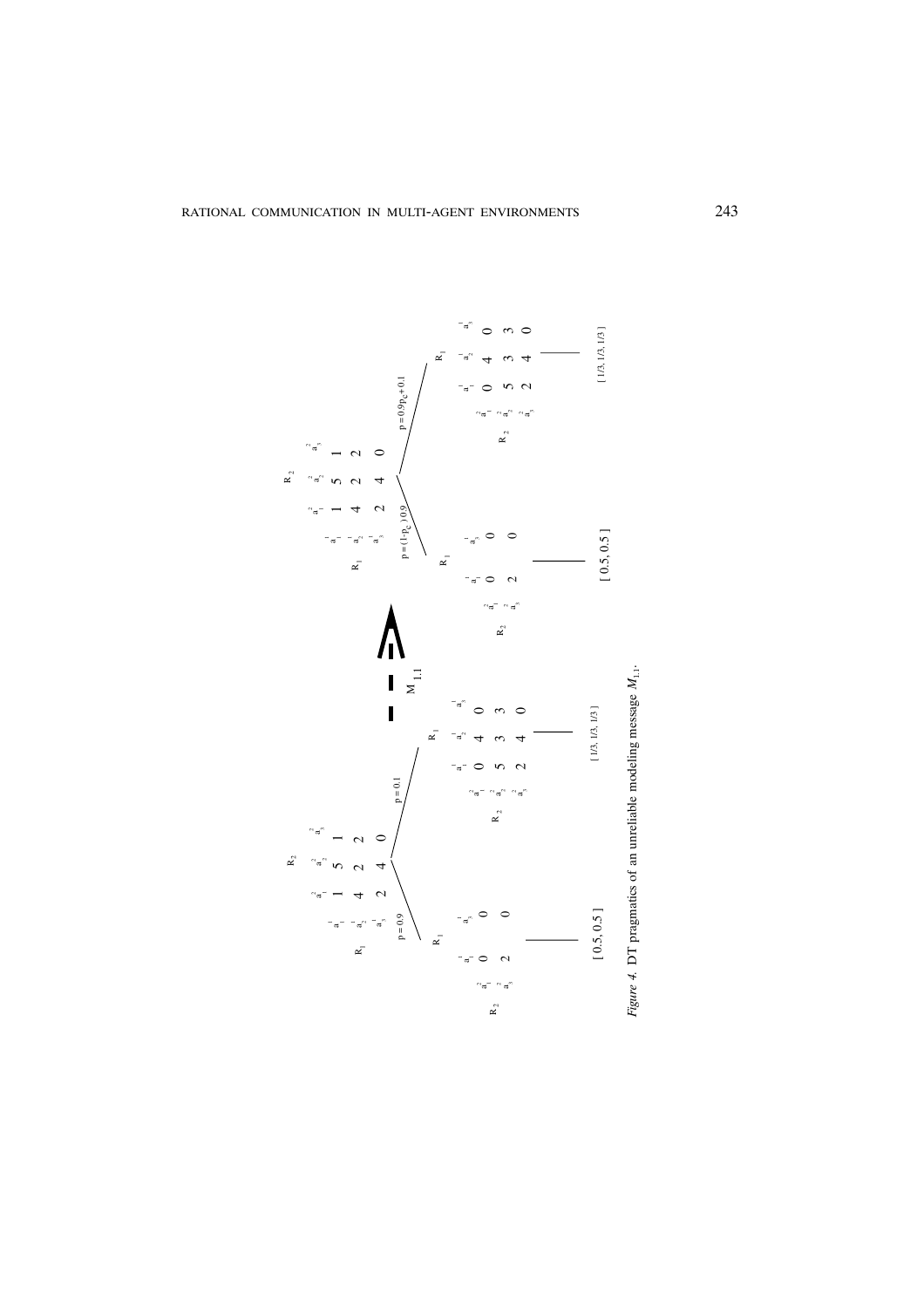**Before message** (root: $R_1$; rows $a^1_1, a^1_2, a^1_3$; columns $R_2$: $a^2_1, a^2_2, a^2_3$)

| $R_1$ \ $R_2$ | $a^2_1$ | $a^2_2$ | $a^2_3$ |
|---|---|---|---|
| $a^1_1$ | 1 | 5 | 1 |
| $a^1_2$ | 4 | 2 | 2 |
| $a^1_3$ | 2 | 4 | 0 |

Branch $p = 0.9$: $R_1$

| $R_2$ \ $R_1$ | $a^1_1$ | $a^1_3$ |
|---|---|---|
| $a^2_1$ | 0 | 0 |
| $a^2_3$ | 2 | 0 |

[ 0.5, 0.5 ]

Branch $p = 0.1$: $R_1$

| $R_2$ \ $R_1$ | $a^1_1$ | $a^1_2$ | $a^1_3$ |
|---|---|---|---|
| $a^2_1$ | 0 | 4 | 0 |
| $a^2_2$ | 5 | 3 | 3 |
| $a^2_3$ | 2 | 4 | 0 |

[ 1/3, 1/3, 1/3 ]

$M_{1.1}$ ⟹

**After message** (root: $R_1$; rows $a^1_1, a^1_2, a^1_3$; columns $R_2$: $a^2_1, a^2_2, a^2_3$)

| $R_1$ \ $R_2$ | $a^2_1$ | $a^2_2$ | $a^2_3$ |
|---|---|---|---|
| $a^1_1$ | 1 | 5 | 1 |
| $a^1_2$ | 4 | 2 | 2 |
| $a^1_3$ | 2 | 4 | 0 |

Branch $p = (1-p_c)\,0.9$: $R_1$

| $R_2$ \ $R_1$ | $a^1_1$ | $a^1_3$ |
|---|---|---|
| $a^2_1$ | 0 | 0 |
| $a^2_3$ | 2 | 0 |

[ 0.5, 0.5 ]

Branch $p = 0.9p_c + 0.1$: $R_1$

| $R_2$ \ $R_1$ | $a^1_1$ | $a^1_2$ | $a^1_3$ |
|---|---|---|---|
| $a^2_1$ | 0 | 4 | 0 |
| $a^2_2$ | 5 | 3 | 3 |
| $a^2_3$ | 2 | 4 | 0 |

[ 1/3, 1/3, 1/3 ]

*Figure 4.* DT pragmatics of an unreliable modeling message $M_{1.1}$.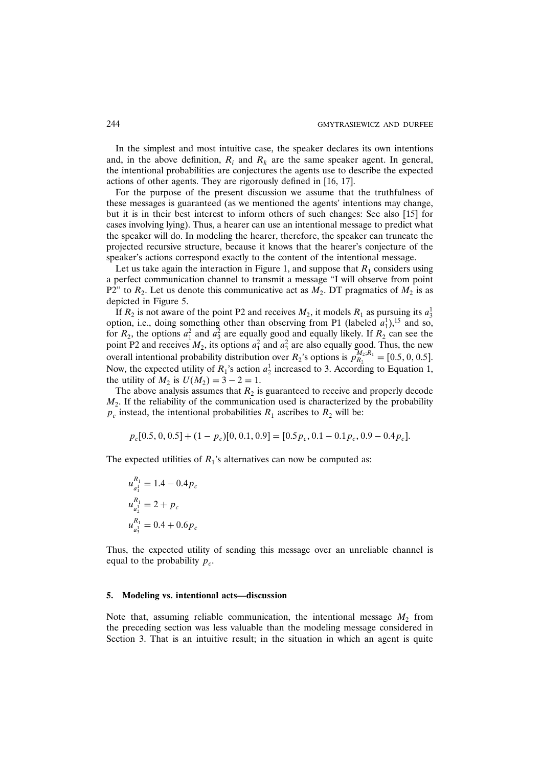In the simplest and most intuitive case, the speaker declares its own intentions and, in the above definition, $R_i$ and $R_k$ are the same speaker agent. In general, the intentional probabilities are conjectures the agents use to describe the expected actions of other agents. They are rigorously defined in [16, 17].

For the purpose of the present discussion we assume that the truthfulness of these messages is guaranteed (as we mentioned the agents' intentions may change, but it is in their best interest to inform others of such changes: See also [15] for cases involving lying). Thus, a hearer can use an intentional message to predict what the speaker will do. In modeling the hearer, therefore, the speaker can truncate the projected recursive structure, because it knows that the hearer's conjecture of the speaker's actions correspond exactly to the content of the intentional message.

Let us take again the interaction in Figure 1, and suppose that $R_1$ considers using a perfect communication channel to transmit a message "I will observe from point P2" to $R_2$. Let us denote this communicative act as $M_2$. DT pragmatics of $M_2$ is as depicted in Figure 5.

If $R_2$ is not aware of the point P2 and receives $M_2$, it models $R_1$ as pursuing its $a_3^1$ option, i.e., doing something other than observing from P1 (labeled $a_1^1$),[15] and so, for $R_2$, the options $a_1^2$ and $a_3^2$ are equally good and equally likely. If $R_2$ can see the point P2 and receives $M_2$, its options $a_1^2$ and $a_3^2$ are also equally good. Thus, the new overall intentional probability distribution over $R_2$'s options is $p_{R_2}^{M_2;R_1} = [0.5, 0, 0.5]$. Now, the expected utility of $R_1$'s action $a_2^1$ increased to 3. According to Equation 1, the utility of $M_2$ is $U(M_2) = 3 - 2 = 1$.

The above analysis assumes that $R_2$ is guaranteed to receive and properly decode $M_2$. If the reliability of the communication used is characterized by the probability $p_c$ instead, the intentional probabilities $R_1$ ascribes to $R_2$ will be:

$$p_c[0.5, 0, 0.5] + (1 - p_c)[0, 0.1, 0.9] = [0.5p_c, 0.1 - 0.1p_c, 0.9 - 0.4p_c].$$

The expected utilities of $R_1$'s alternatives can now be computed as:

$$u_{a_1^1}^{R_1} = 1.4 - 0.4p_c$$

$$u_{a_2^1}^{R_1} = 2 + p_c$$

$$u_{a_3^1}^{R_1} = 0.4 + 0.6p_c$$

Thus, the expected utility of sending this message over an unreliable channel is equal to the probability $p_c$.

## 5. Modeling vs. intentional acts—discussion

Note that, assuming reliable communication, the intentional message $M_2$ from the preceding section was less valuable than the modeling message considered in Section 3. That is an intuitive result; in the situation in which an agent is quite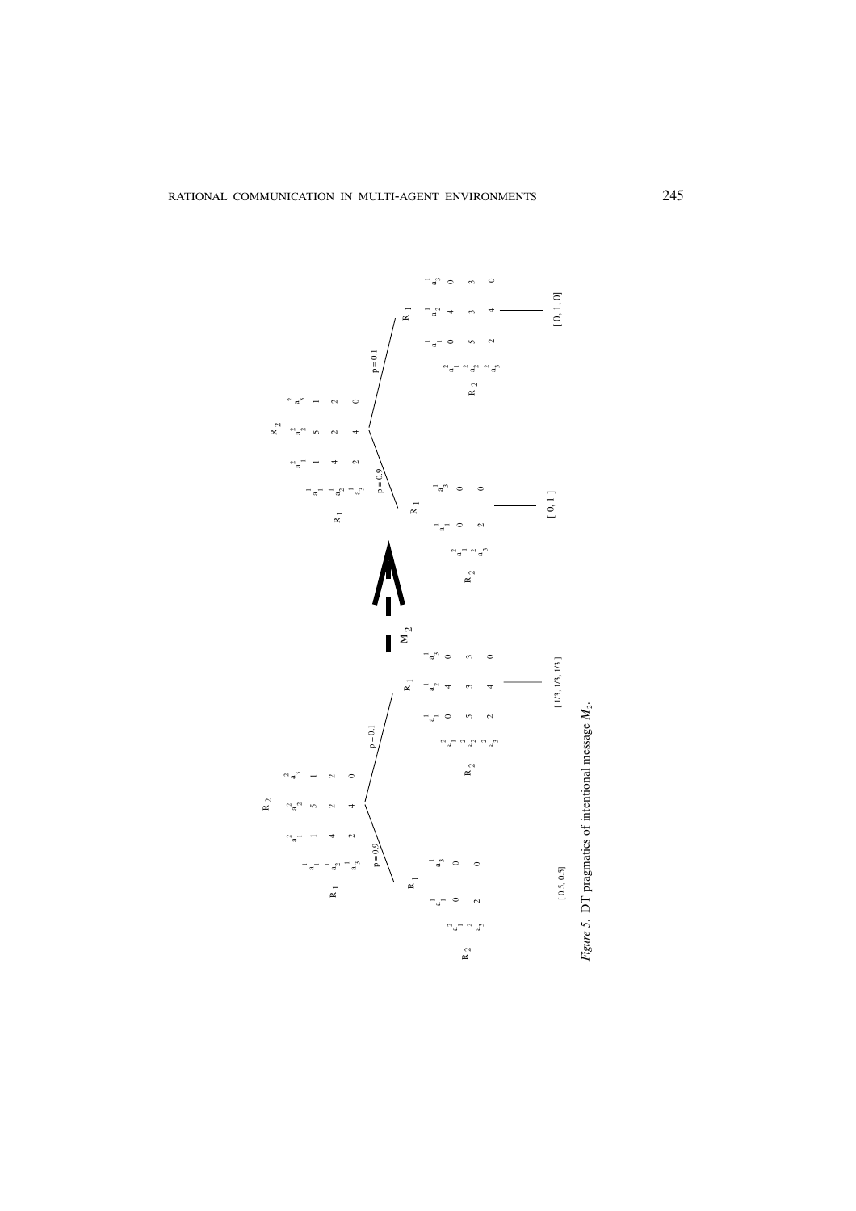**Before message $M_2$:**

$R_1$ (rows) / $R_2$ (columns):

| | $a^2_1$ | $a^2_2$ | $a^2_3$ |
|---|---|---|---|
| $a^1_1$ | 1 | 5 | 1 |
| $a^1_2$ | 4 | 2 | 2 |
| $a^1_3$ | 2 | 4 | 0 |

$p = 0.9$: $R_2$ (rows) / $R_1$ (columns):

| | $a^1_1$ | $a^1_3$ |
|---|---|---|
| $a^2_1$ | 0 | 0 |
| $a^2_3$ | 2 | 0 |

[ 0.5, 0.5]

$p = 0.1$: $R_2$ (rows) / $R_1$ (columns):

| | $a^1_1$ | $a^1_2$ | $a^1_3$ |
|---|---|---|---|
| $a^2_1$ | 0 | 4 | 0 |
| $a^2_2$ | 5 | 3 | 3 |
| $a^2_3$ | 2 | 4 | 0 |

[ 1/3, 1/3, 1/3 ]

$M_2$

**After message $M_2$:**

$R_1$ (rows) / $R_2$ (columns):

| | $a^2_1$ | $a^2_2$ | $a^2_3$ |
|---|---|---|---|
| $a^1_1$ | 1 | 5 | 1 |
| $a^1_2$ | 4 | 2 | 2 |
| $a^1_3$ | 2 | 4 | 0 |

$p = 0.9$: $R_2$ (rows) / $R_1$ (columns):

| | $a^1_1$ | $a^1_3$ |
|---|---|---|
| $a^2_1$ | 0 | 0 |
| $a^2_3$ | 2 | 0 |

[ 0, 1 ]

$p = 0.1$: $R_2$ (rows) / $R_1$ (columns):

| | $a^1_1$ | $a^1_2$ | $a^1_3$ |
|---|---|---|---|
| $a^2_1$ | 0 | 4 | 0 |
| $a^2_2$ | 5 | 3 | 3 |
| $a^2_3$ | 2 | 4 | 0 |

[ 0, 1, 0 ]

*Figure 5.* DT pragmatics of intentional message $M_2$.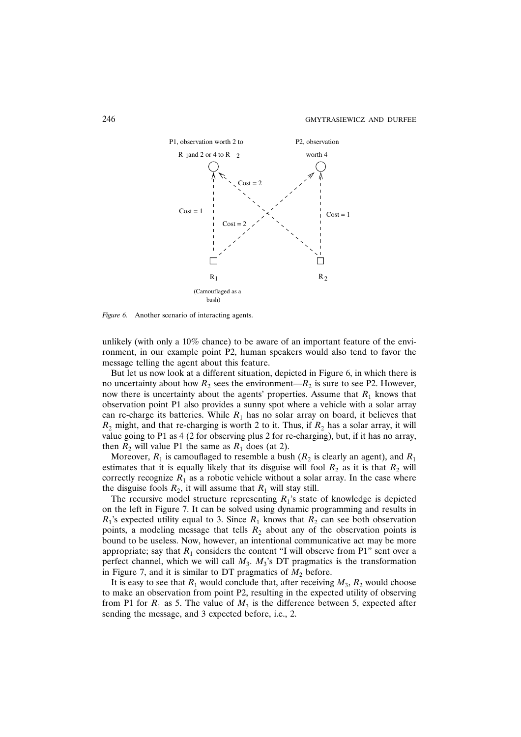*Figure 6.* Another scenario of interacting agents.

unlikely (with only a 10% chance) to be aware of an important feature of the environment, in our example point P2, human speakers would also tend to favor the message telling the agent about this feature.

But let us now look at a different situation, depicted in Figure 6, in which there is no uncertainty about how $R_2$ sees the environment—$R_2$ is sure to see P2. However, now there is uncertainty about the agents' properties. Assume that $R_1$ knows that observation point P1 also provides a sunny spot where a vehicle with a solar array can re-charge its batteries. While $R_1$ has no solar array on board, it believes that $R_2$ might, and that re-charging is worth 2 to it. Thus, if $R_2$ has a solar array, it will value going to P1 as 4 (2 for observing plus 2 for re-charging), but, if it has no array, then $R_2$ will value P1 the same as $R_1$ does (at 2).

Moreover, $R_1$ is camouflaged to resemble a bush ($R_2$ is clearly an agent), and $R_1$ estimates that it is equally likely that its disguise will fool $R_2$ as it is that $R_2$ will correctly recognize $R_1$ as a robotic vehicle without a solar array. In the case where the disguise fools $R_2$, it will assume that $R_1$ will stay still.

The recursive model structure representing $R_1$'s state of knowledge is depicted on the left in Figure 7. It can be solved using dynamic programming and results in $R_1$'s expected utility equal to 3. Since $R_1$ knows that $R_2$ can see both observation points, a modeling message that tells $R_2$ about any of the observation points is bound to be useless. Now, however, an intentional communicative act may be more appropriate; say that $R_1$ considers the content "I will observe from P1" sent over a perfect channel, which we will call $M_3$. $M_3$'s DT pragmatics is the transformation in Figure 7, and it is similar to DT pragmatics of $M_2$ before.

It is easy to see that $R_1$ would conclude that, after receiving $M_3$, $R_2$ would choose to make an observation from point P2, resulting in the expected utility of observing from P1 for $R_1$ as 5. The value of $M_3$ is the difference between 5, expected after sending the message, and 3 expected before, i.e., 2.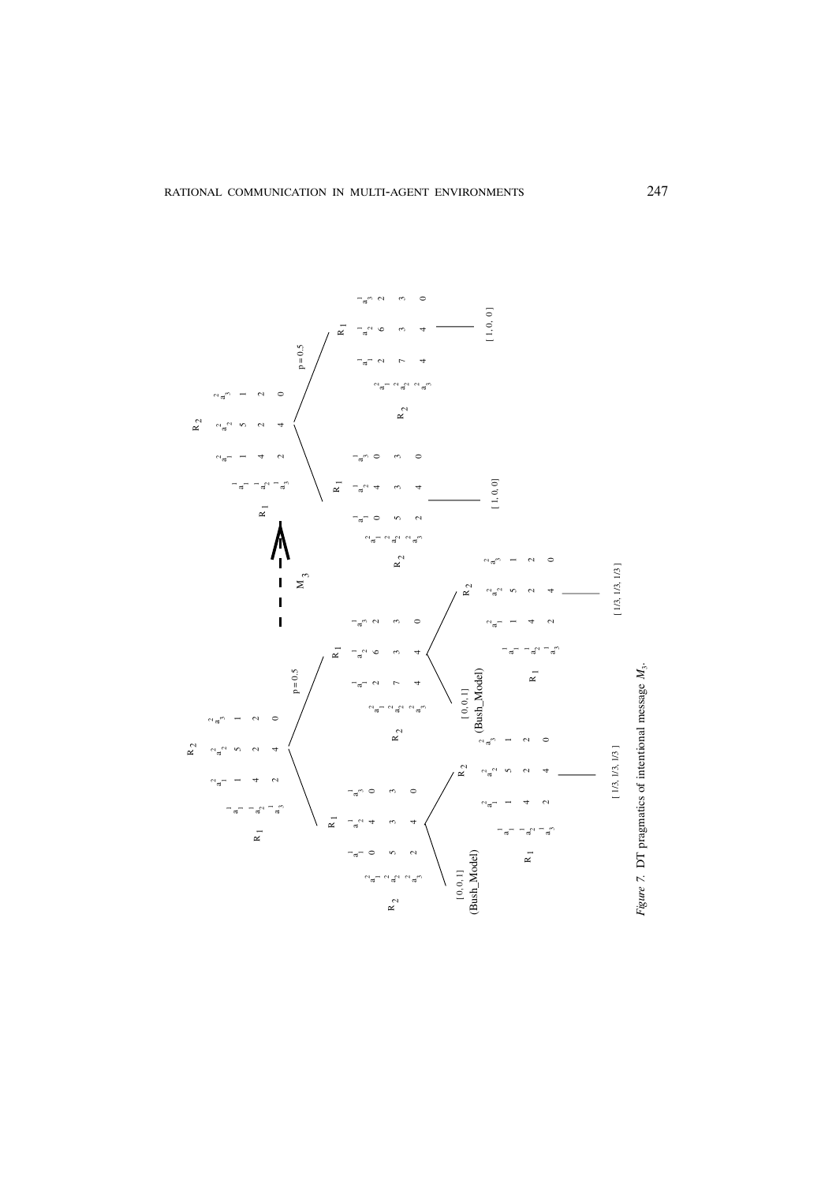*Figure 7.* DT pragmatics of intentional message $M_3$.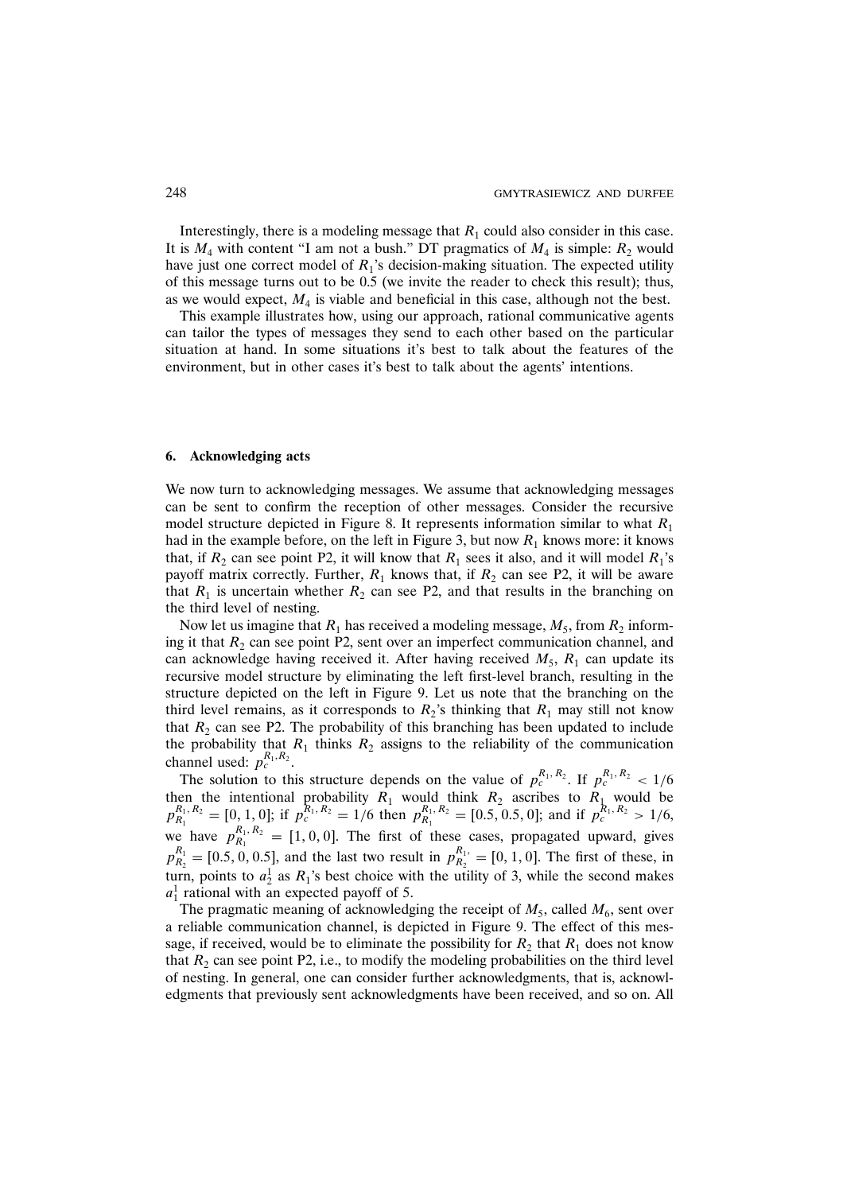Interestingly, there is a modeling message that $R_1$ could also consider in this case. It is $M_4$ with content "I am not a bush." DT pragmatics of $M_4$ is simple: $R_2$ would have just one correct model of $R_1$'s decision-making situation. The expected utility of this message turns out to be 0.5 (we invite the reader to check this result); thus, as we would expect, $M_4$ is viable and beneficial in this case, although not the best.

This example illustrates how, using our approach, rational communicative agents can tailor the types of messages they send to each other based on the particular situation at hand. In some situations it's best to talk about the features of the environment, but in other cases it's best to talk about the agents' intentions.

## 6. Acknowledging acts

We now turn to acknowledging messages. We assume that acknowledging messages can be sent to confirm the reception of other messages. Consider the recursive model structure depicted in Figure 8. It represents information similar to what $R_1$ had in the example before, on the left in Figure 3, but now $R_1$ knows more: it knows that, if $R_2$ can see point P2, it will know that $R_1$ sees it also, and it will model $R_1$'s payoff matrix correctly. Further, $R_1$ knows that, if $R_2$ can see P2, it will be aware that $R_1$ is uncertain whether $R_2$ can see P2, and that results in the branching on the third level of nesting.

Now let us imagine that $R_1$ has received a modeling message, $M_5$, from $R_2$ informing it that $R_2$ can see point P2, sent over an imperfect communication channel, and can acknowledge having received it. After having received $M_5$, $R_1$ can update its recursive model structure by eliminating the left first-level branch, resulting in the structure depicted on the left in Figure 9. Let us note that the branching on the third level remains, as it corresponds to $R_2$'s thinking that $R_1$ may still not know that $R_2$ can see P2. The probability of this branching has been updated to include the probability that $R_1$ thinks $R_2$ assigns to the reliability of the communication channel used: $p_c^{R_1,R_2}$.

The solution to this structure depends on the value of $p_c^{R_1,R_2}$. If $p_c^{R_1,R_2} < 1/6$ then the intentional probability $R_1$ would think $R_2$ ascribes to $R_1$ would be $p_{R_1}^{R_1,R_2} = [0, 1, 0]$; if $p_c^{R_1,R_2} = 1/6$ then $p_{R_1}^{R_1,R_2} = [0.5, 0.5, 0]$; and if $p_c^{R_1,R_2} > 1/6$, we have $p_{R_1}^{R_1,R_2} = [1, 0, 0]$. The first of these cases, propagated upward, gives $p_{R_2}^{R_1} = [0.5, 0, 0.5]$, and the last two result in $p_{R_2}^{R_1} = [0, 1, 0]$. The first of these, in turn, points to $a_2^1$ as $R_1$'s best choice with the utility of 3, while the second makes $a_1^1$ rational with an expected payoff of 5.

The pragmatic meaning of acknowledging the receipt of $M_5$, called $M_6$, sent over a reliable communication channel, is depicted in Figure 9. The effect of this message, if received, would be to eliminate the possibility for $R_2$ that $R_1$ does not know that $R_2$ can see point P2, i.e., to modify the modeling probabilities on the third level of nesting. In general, one can consider further acknowledgments, that is, acknowledgments that previously sent acknowledgments have been received, and so on. All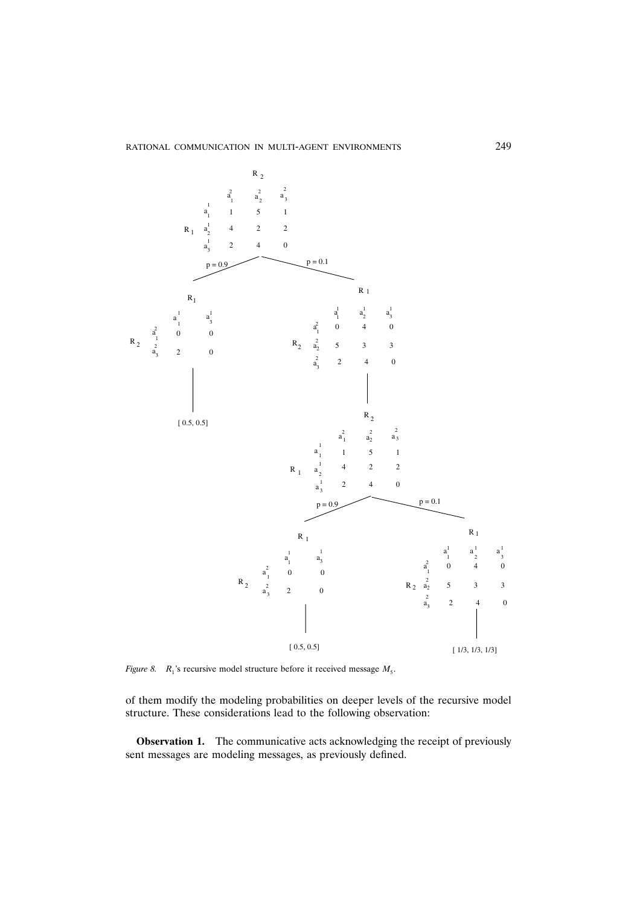**R₂ payoff matrix (top level):**

| $R_1$ \ $R_2$ | $a^2_1$ | $a^2_2$ | $a^2_3$ |
|---|---|---|---|
| $a^1_1$ | 1 | 5 | 1 |
| $a^1_2$ | 4 | 2 | 2 |
| $a^1_3$ | 2 | 4 | 0 |

Branch $p = 0.9$:

| $R_2$ \ $R_1$ | $a^1_1$ | $a^1_3$ |
|---|---|---|
| $a^2_1$ | 0 | 0 |
| $a^2_3$ | 2 | 0 |

[ 0.5, 0.5]

Branch $p = 0.1$:

| $R_2$ \ $R_1$ | $a^1_1$ | $a^1_2$ | $a^1_3$ |
|---|---|---|---|
| $a^2_1$ | 0 | 4 | 0 |
| $a^2_2$ | 5 | 3 | 3 |
| $a^2_3$ | 2 | 4 | 0 |

| $R_1$ \ $R_2$ | $a^2_1$ | $a^2_2$ | $a^2_3$ |
|---|---|---|---|
| $a^1_1$ | 1 | 5 | 1 |
| $a^1_2$ | 4 | 2 | 2 |
| $a^1_3$ | 2 | 4 | 0 |

Branch $p = 0.9$:

| $R_2$ \ $R_1$ | $a^1_1$ | $a^1_3$ |
|---|---|---|
| $a^2_1$ | 0 | 0 |
| $a^2_3$ | 2 | 0 |

[ 0.5, 0.5]

Branch $p = 0.1$:

| $R_2$ \ $R_1$ | $a^1_1$ | $a^1_2$ | $a^1_3$ |
|---|---|---|---|
| $a^2_1$ | 0 | 4 | 0 |
| $a^2_2$ | 5 | 3 | 3 |
| $a^2_3$ | 2 | 4 | 0 |

[ 1/3, 1/3, 1/3]

*Figure 8.* $R_1$'s recursive model structure before it received message $M_5$.

of them modify the modeling probabilities on deeper levels of the recursive model structure. These considerations lead to the following observation:

**Observation 1.** The communicative acts acknowledging the receipt of previously sent messages are modeling messages, as previously defined.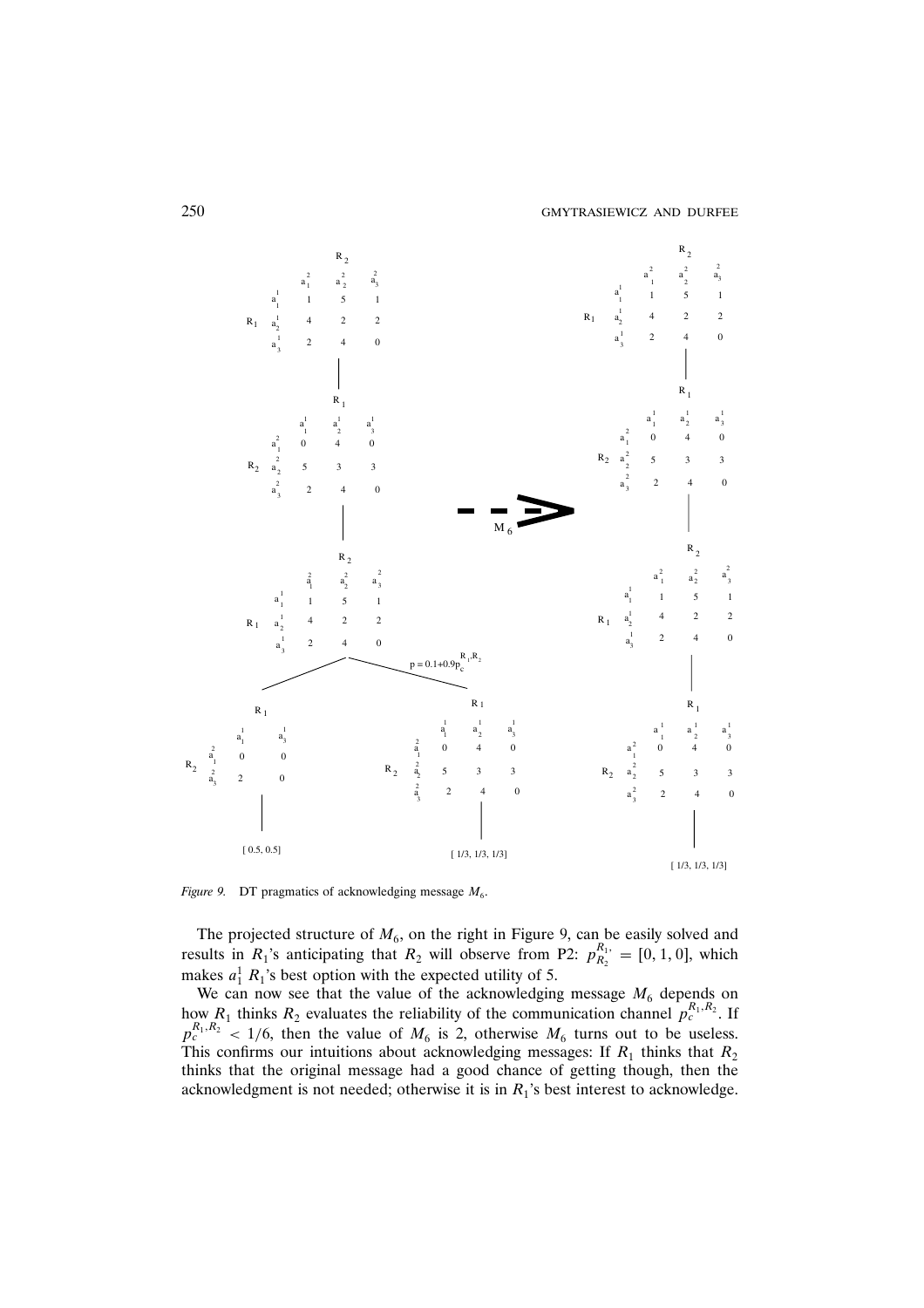*Figure 9.* DT pragmatics of acknowledging message $M_6$.

The projected structure of $M_6$, on the right in Figure 9, can be easily solved and results in $R_1$'s anticipating that $R_2$ will observe from P2: $p_{R_2}^{R_1'} = [0, 1, 0]$, which makes $a_1^1$ $R_1$'s best option with the expected utility of 5.

We can now see that the value of the acknowledging message $M_6$ depends on how $R_1$ thinks $R_2$ evaluates the reliability of the communication channel $p_c^{R_1,R_2}$. If $p_c^{R_1,R_2} < 1/6$, then the value of $M_6$ is 2, otherwise $M_6$ turns out to be useless. This confirms our intuitions about acknowledging messages: If $R_1$ thinks that $R_2$ thinks that the original message had a good chance of getting though, then the acknowledgment is not needed; otherwise it is in $R_1$'s best interest to acknowledge.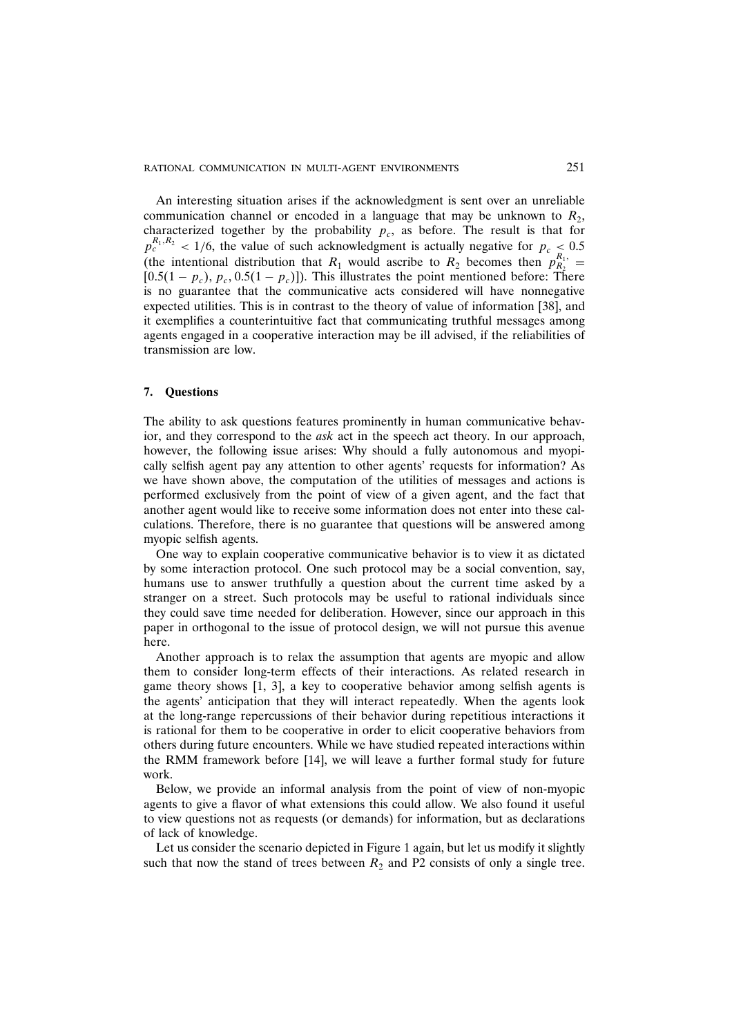An interesting situation arises if the acknowledgment is sent over an unreliable communication channel or encoded in a language that may be unknown to $R_2$, characterized together by the probability $p_c$, as before. The result is that for $p_c^{R_1,R_2} < 1/6$, the value of such acknowledgment is actually negative for $p_c < 0.5$ (the intentional distribution that $R_1$ would ascribe to $R_2$ becomes then $p_{R_2}^{R_1,} = [0.5(1 - p_c), p_c, 0.5(1 - p_c)]$). This illustrates the point mentioned before: There is no guarantee that the communicative acts considered will have nonnegative expected utilities. This is in contrast to the theory of value of information [38], and it exemplifies a counterintuitive fact that communicating truthful messages among agents engaged in a cooperative interaction may be ill advised, if the reliabilities of transmission are low.

## 7. Questions

The ability to ask questions features prominently in human communicative behavior, and they correspond to the *ask* act in the speech act theory. In our approach, however, the following issue arises: Why should a fully autonomous and myopically selfish agent pay any attention to other agents' requests for information? As we have shown above, the computation of the utilities of messages and actions is performed exclusively from the point of view of a given agent, and the fact that another agent would like to receive some information does not enter into these calculations. Therefore, there is no guarantee that questions will be answered among myopic selfish agents.

One way to explain cooperative communicative behavior is to view it as dictated by some interaction protocol. One such protocol may be a social convention, say, humans use to answer truthfully a question about the current time asked by a stranger on a street. Such protocols may be useful to rational individuals since they could save time needed for deliberation. However, since our approach in this paper in orthogonal to the issue of protocol design, we will not pursue this avenue here.

Another approach is to relax the assumption that agents are myopic and allow them to consider long-term effects of their interactions. As related research in game theory shows [1, 3], a key to cooperative behavior among selfish agents is the agents' anticipation that they will interact repeatedly. When the agents look at the long-range repercussions of their behavior during repetitious interactions it is rational for them to be cooperative in order to elicit cooperative behaviors from others during future encounters. While we have studied repeated interactions within the RMM framework before [14], we will leave a further formal study for future work.

Below, we provide an informal analysis from the point of view of non-myopic agents to give a flavor of what extensions this could allow. We also found it useful to view questions not as requests (or demands) for information, but as declarations of lack of knowledge.

Let us consider the scenario depicted in Figure 1 again, but let us modify it slightly such that now the stand of trees between $R_2$ and P2 consists of only a single tree.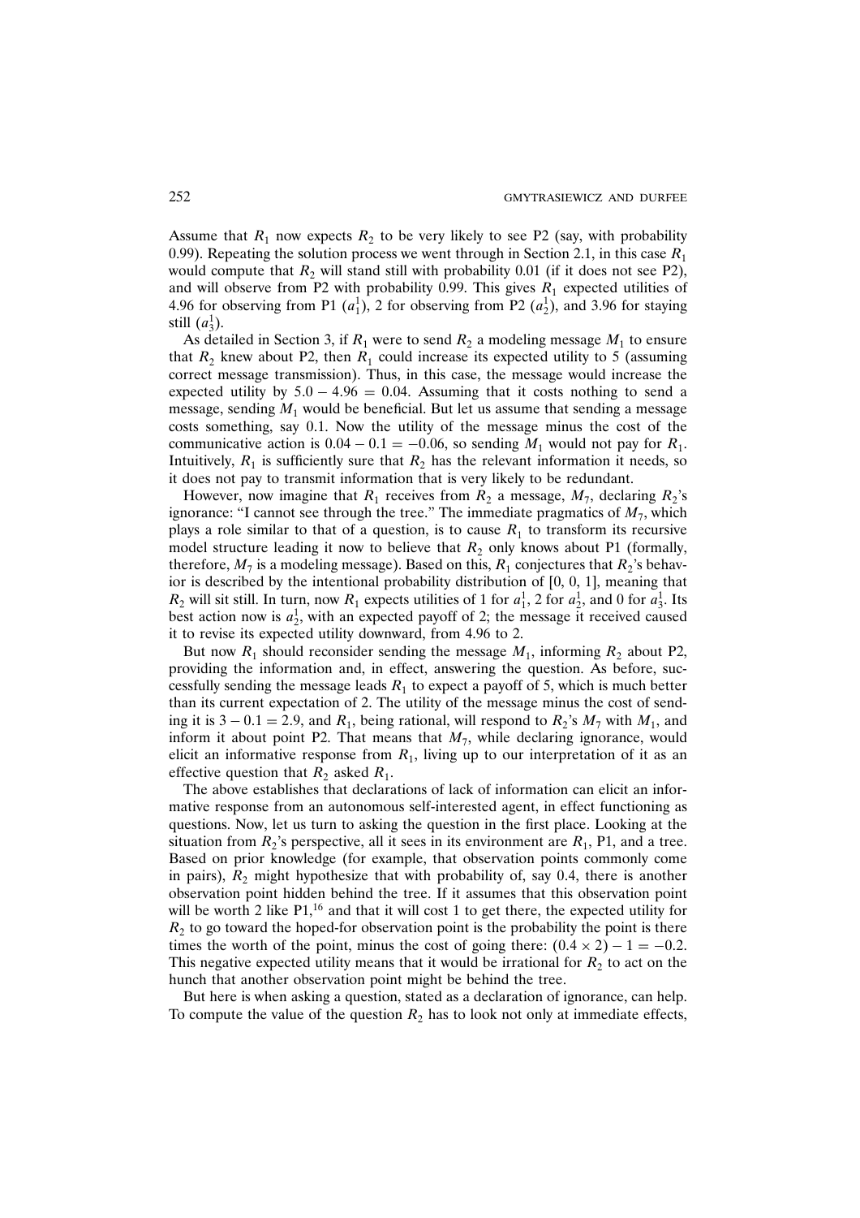Assume that $R_1$ now expects $R_2$ to be very likely to see P2 (say, with probability 0.99). Repeating the solution process we went through in Section 2.1, in this case $R_1$ would compute that $R_2$ will stand still with probability 0.01 (if it does not see P2), and will observe from P2 with probability 0.99. This gives $R_1$ expected utilities of 4.96 for observing from P1 ($a_1^1$), 2 for observing from P2 ($a_2^1$), and 3.96 for staying still ($a_3^1$).

As detailed in Section 3, if $R_1$ were to send $R_2$ a modeling message $M_1$ to ensure that $R_2$ knew about P2, then $R_1$ could increase its expected utility to 5 (assuming correct message transmission). Thus, in this case, the message would increase the expected utility by $5.0 - 4.96 = 0.04$. Assuming that it costs nothing to send a message, sending $M_1$ would be beneficial. But let us assume that sending a message costs something, say 0.1. Now the utility of the message minus the cost of the communicative action is $0.04 - 0.1 = -0.06$, so sending $M_1$ would not pay for $R_1$. Intuitively, $R_1$ is sufficiently sure that $R_2$ has the relevant information it needs, so it does not pay to transmit information that is very likely to be redundant.

However, now imagine that $R_1$ receives from $R_2$ a message, $M_7$, declaring $R_2$'s ignorance: "I cannot see through the tree." The immediate pragmatics of $M_7$, which plays a role similar to that of a question, is to cause $R_1$ to transform its recursive model structure leading it now to believe that $R_2$ only knows about P1 (formally, therefore, $M_7$ is a modeling message). Based on this, $R_1$ conjectures that $R_2$'s behavior is described by the intentional probability distribution of [0, 0, 1], meaning that $R_2$ will sit still. In turn, now $R_1$ expects utilities of 1 for $a_1^1$, 2 for $a_2^1$, and 0 for $a_3^1$. Its best action now is $a_2^1$, with an expected payoff of 2; the message it received caused it to revise its expected utility downward, from 4.96 to 2.

But now $R_1$ should reconsider sending the message $M_1$, informing $R_2$ about P2, providing the information and, in effect, answering the question. As before, successfully sending the message leads $R_1$ to expect a payoff of 5, which is much better than its current expectation of 2. The utility of the message minus the cost of sending it is $3 - 0.1 = 2.9$, and $R_1$, being rational, will respond to $R_2$'s $M_7$ with $M_1$, and inform it about point P2. That means that $M_7$, while declaring ignorance, would elicit an informative response from $R_1$, living up to our interpretation of it as an effective question that $R_2$ asked $R_1$.

The above establishes that declarations of lack of information can elicit an informative response from an autonomous self-interested agent, in effect functioning as questions. Now, let us turn to asking the question in the first place. Looking at the situation from $R_2$'s perspective, all it sees in its environment are $R_1$, P1, and a tree. Based on prior knowledge (for example, that observation points commonly come in pairs), $R_2$ might hypothesize that with probability of, say 0.4, there is another observation point hidden behind the tree. If it assumes that this observation point will be worth 2 like P1,[16] and that it will cost 1 to get there, the expected utility for $R_2$ to go toward the hoped-for observation point is the probability the point is there times the worth of the point, minus the cost of going there: $(0.4 \times 2) - 1 = -0.2$. This negative expected utility means that it would be irrational for $R_2$ to act on the hunch that another observation point might be behind the tree.

But here is when asking a question, stated as a declaration of ignorance, can help. To compute the value of the question $R_2$ has to look not only at immediate effects,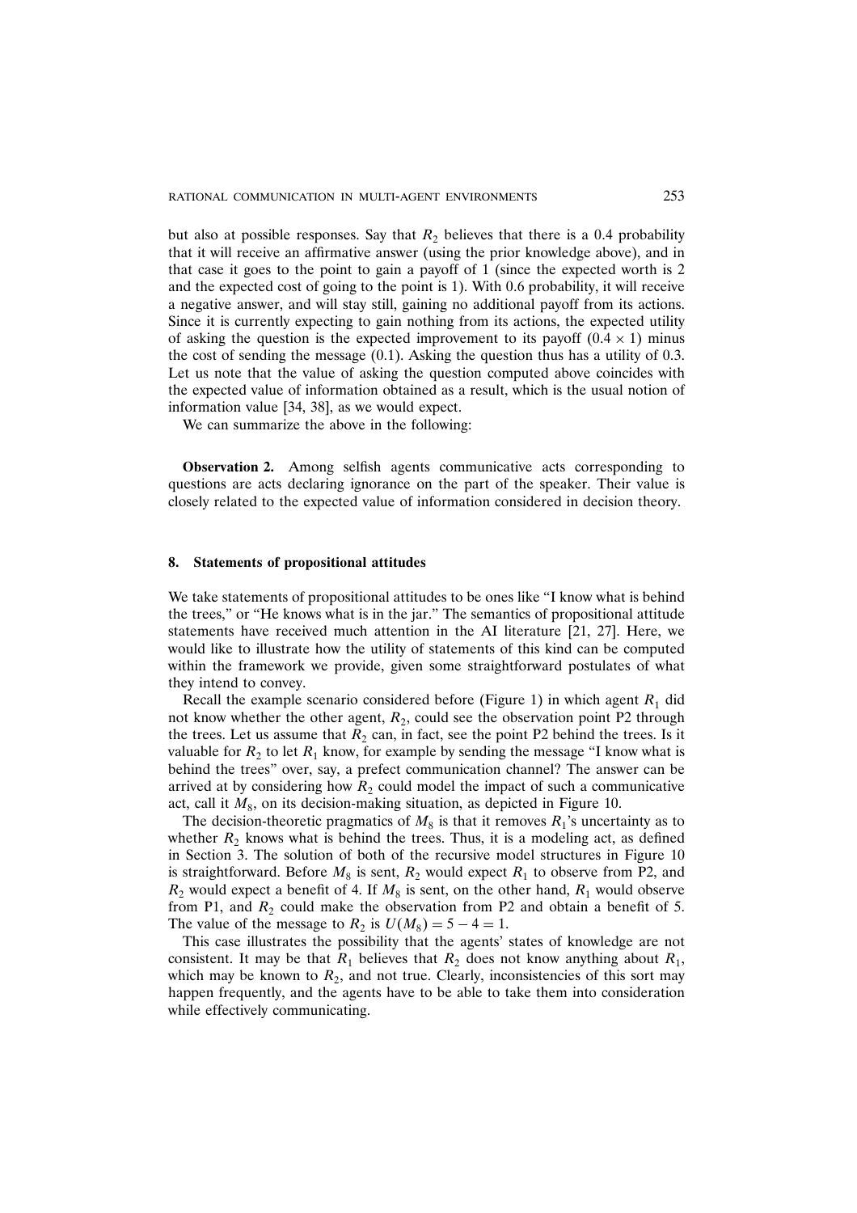but also at possible responses. Say that $R_2$ believes that there is a 0.4 probability that it will receive an affirmative answer (using the prior knowledge above), and in that case it goes to the point to gain a payoff of 1 (since the expected worth is 2 and the expected cost of going to the point is 1). With 0.6 probability, it will receive a negative answer, and will stay still, gaining no additional payoff from its actions. Since it is currently expecting to gain nothing from its actions, the expected utility of asking the question is the expected improvement to its payoff ($0.4 \times 1$) minus the cost of sending the message (0.1). Asking the question thus has a utility of 0.3. Let us note that the value of asking the question computed above coincides with the expected value of information obtained as a result, which is the usual notion of information value [34, 38], as we would expect.

We can summarize the above in the following:

**Observation 2.** Among selfish agents communicative acts corresponding to questions are acts declaring ignorance on the part of the speaker. Their value is closely related to the expected value of information considered in decision theory.

## 8. Statements of propositional attitudes

We take statements of propositional attitudes to be ones like "I know what is behind the trees," or "He knows what is in the jar." The semantics of propositional attitude statements have received much attention in the AI literature [21, 27]. Here, we would like to illustrate how the utility of statements of this kind can be computed within the framework we provide, given some straightforward postulates of what they intend to convey.

Recall the example scenario considered before (Figure 1) in which agent $R_1$ did not know whether the other agent, $R_2$, could see the observation point P2 through the trees. Let us assume that $R_2$ can, in fact, see the point P2 behind the trees. Is it valuable for $R_2$ to let $R_1$ know, for example by sending the message "I know what is behind the trees" over, say, a prefect communication channel? The answer can be arrived at by considering how $R_2$ could model the impact of such a communicative act, call it $M_8$, on its decision-making situation, as depicted in Figure 10.

The decision-theoretic pragmatics of $M_8$ is that it removes $R_1$'s uncertainty as to whether $R_2$ knows what is behind the trees. Thus, it is a modeling act, as defined in Section 3. The solution of both of the recursive model structures in Figure 10 is straightforward. Before $M_8$ is sent, $R_2$ would expect $R_1$ to observe from P2, and $R_2$ would expect a benefit of 4. If $M_8$ is sent, on the other hand, $R_1$ would observe from P1, and $R_2$ could make the observation from P2 and obtain a benefit of 5. The value of the message to $R_2$ is $U(M_8) = 5 - 4 = 1$.

This case illustrates the possibility that the agents' states of knowledge are not consistent. It may be that $R_1$ believes that $R_2$ does not know anything about $R_1$, which may be known to $R_2$, and not true. Clearly, inconsistencies of this sort may happen frequently, and the agents have to be able to take them into consideration while effectively communicating.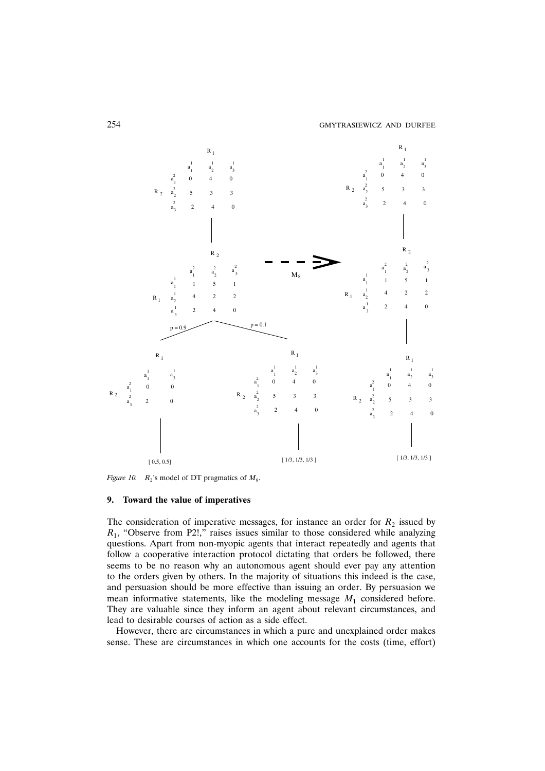*Figure 10.* $R_2$'s model of DT pragmatics of $M_8$.

### 9. Toward the value of imperatives

The consideration of imperative messages, for instance an order for $R_2$ issued by $R_1$, "Observe from P2!," raises issues similar to those considered while analyzing questions. Apart from non-myopic agents that interact repeatedly and agents that follow a cooperative interaction protocol dictating that orders be followed, there seems to be no reason why an autonomous agent should ever pay any attention to the orders given by others. In the majority of situations this indeed is the case, and persuasion should be more effective than issuing an order. By persuasion we mean informative statements, like the modeling message $M_1$ considered before. They are valuable since they inform an agent about relevant circumstances, and lead to desirable courses of action as a side effect.

However, there are circumstances in which a pure and unexplained order makes sense. These are circumstances in which one accounts for the costs (time, effort)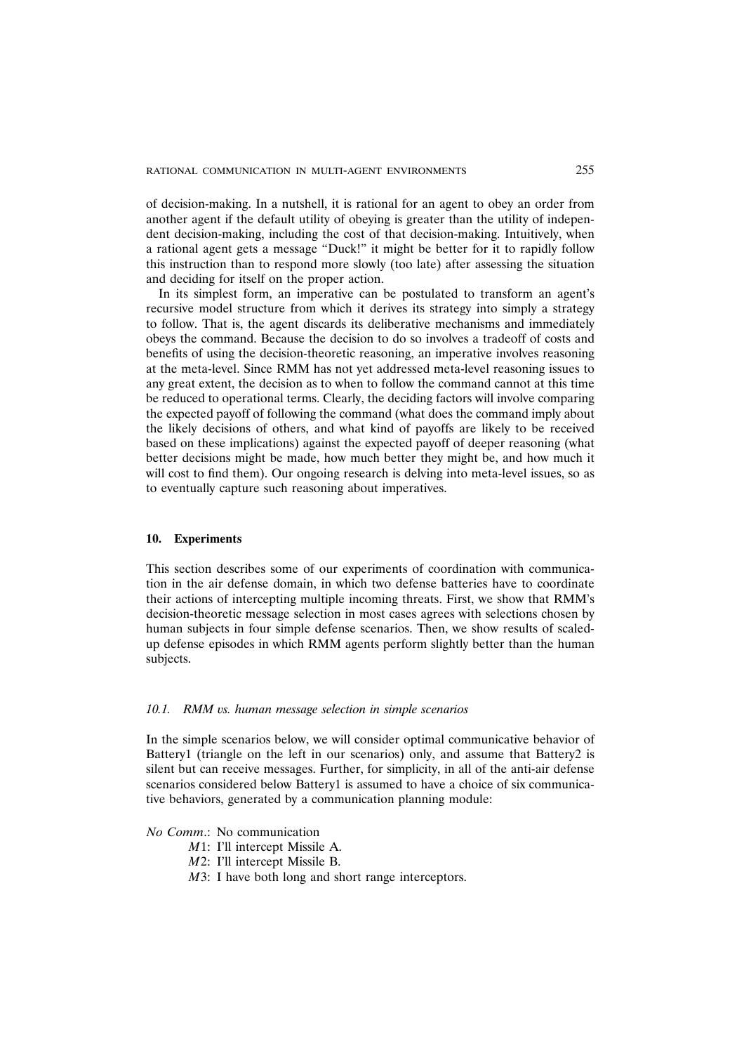of decision-making. In a nutshell, it is rational for an agent to obey an order from another agent if the default utility of obeying is greater than the utility of independent decision-making, including the cost of that decision-making. Intuitively, when a rational agent gets a message "Duck!" it might be better for it to rapidly follow this instruction than to respond more slowly (too late) after assessing the situation and deciding for itself on the proper action.

In its simplest form, an imperative can be postulated to transform an agent's recursive model structure from which it derives its strategy into simply a strategy to follow. That is, the agent discards its deliberative mechanisms and immediately obeys the command. Because the decision to do so involves a tradeoff of costs and benefits of using the decision-theoretic reasoning, an imperative involves reasoning at the meta-level. Since RMM has not yet addressed meta-level reasoning issues to any great extent, the decision as to when to follow the command cannot at this time be reduced to operational terms. Clearly, the deciding factors will involve comparing the expected payoff of following the command (what does the command imply about the likely decisions of others, and what kind of payoffs are likely to be received based on these implications) against the expected payoff of deeper reasoning (what better decisions might be made, how much better they might be, and how much it will cost to find them). Our ongoing research is delving into meta-level issues, so as to eventually capture such reasoning about imperatives.

## 10. Experiments

This section describes some of our experiments of coordination with communication in the air defense domain, in which two defense batteries have to coordinate their actions of intercepting multiple incoming threats. First, we show that RMM's decision-theoretic message selection in most cases agrees with selections chosen by human subjects in four simple defense scenarios. Then, we show results of scaled-up defense episodes in which RMM agents perform slightly better than the human subjects.

### 10.1. RMM *vs.* human message selection in simple scenarios

In the simple scenarios below, we will consider optimal communicative behavior of Battery1 (triangle on the left in our scenarios) only, and assume that Battery2 is silent but can receive messages. Further, for simplicity, in all of the anti-air defense scenarios considered below Battery1 is assumed to have a choice of six communicative behaviors, generated by a communication planning module:

*No Comm.*: No communication
- *M*1: I'll intercept Missile A.
- *M*2: I'll intercept Missile B.
- *M*3: I have both long and short range interceptors.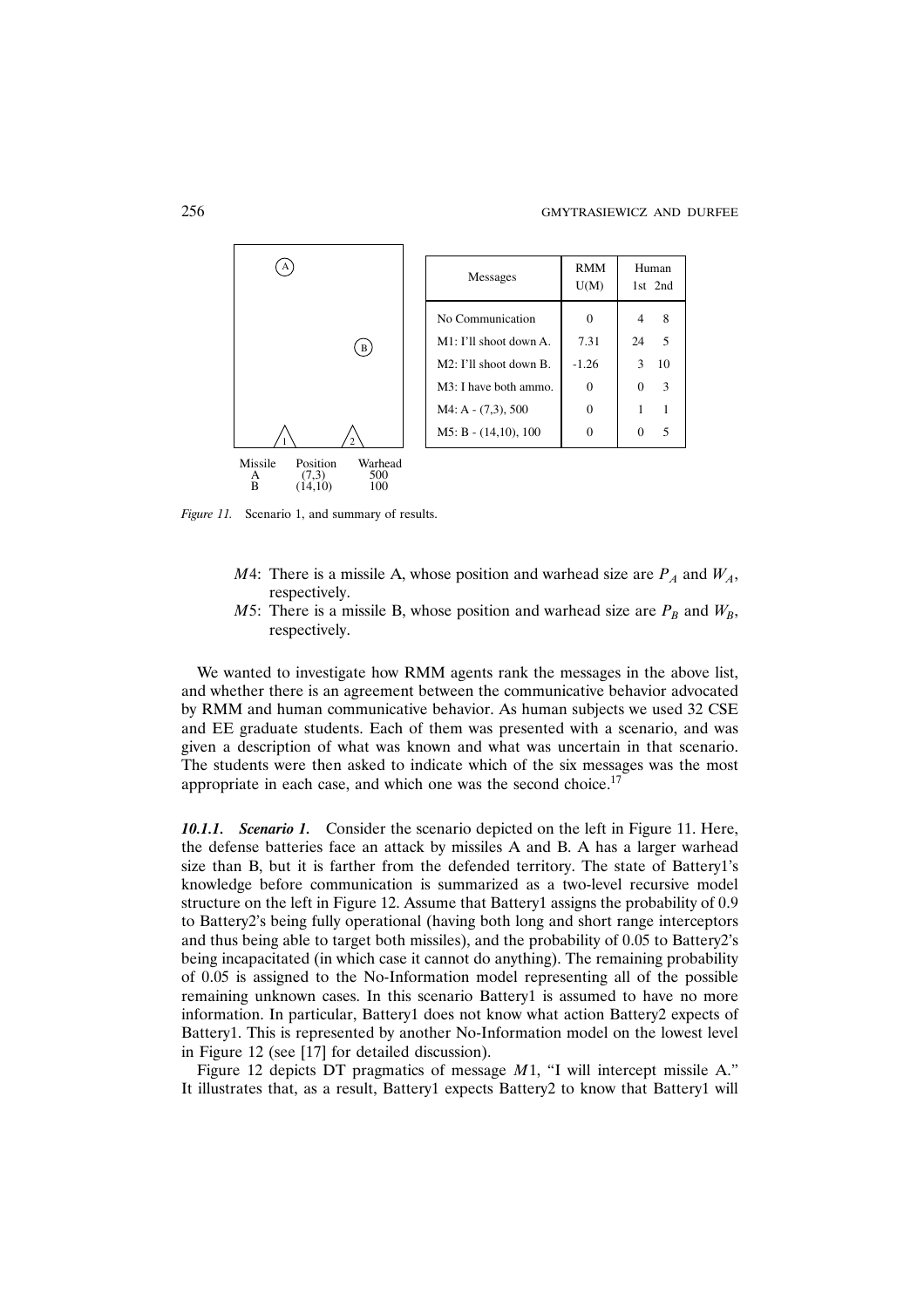| Messages | RMM U(M) | Human 1st | Human 2nd |
|---|---|---|---|
| No Communication | 0 | 4 | 8 |
| M1: I'll shoot down A. | 7.31 | 24 | 5 |
| M2: I'll shoot down B. | -1.26 | 3 | 10 |
| M3: I have both ammo. | 0 | 0 | 3 |
| M4: A - (7,3), 500 | 0 | 1 | 1 |
| M5: B - (14,10), 100 | 0 | 0 | 5 |

| Missile | Position | Warhead |
|---|---|---|
| A | (7,3) | 500 |
| B | (14,10) | 100 |

*Figure 11.* Scenario 1, and summary of results.

- $M4$: There is a missile A, whose position and warhead size are $P_A$ and $W_A$, respectively.
- $M5$: There is a missile B, whose position and warhead size are $P_B$ and $W_B$, respectively.

We wanted to investigate how RMM agents rank the messages in the above list, and whether there is an agreement between the communicative behavior advocated by RMM and human communicative behavior. As human subjects we used 32 CSE and EE graduate students. Each of them was presented with a scenario, and was given a description of what was known and what was uncertain in that scenario. The students were then asked to indicate which of the six messages was the most appropriate in each case, and which one was the second choice.[17]

***10.1.1. Scenario 1.*** Consider the scenario depicted on the left in Figure 11. Here, the defense batteries face an attack by missiles A and B. A has a larger warhead size than B, but it is farther from the defended territory. The state of Battery1's knowledge before communication is summarized as a two-level recursive model structure on the left in Figure 12. Assume that Battery1 assigns the probability of 0.9 to Battery2's being fully operational (having both long and short range interceptors and thus being able to target both missiles), and the probability of 0.05 to Battery2's being incapacitated (in which case it cannot do anything). The remaining probability of 0.05 is assigned to the No-Information model representing all of the possible remaining unknown cases. In this scenario Battery1 is assumed to have no more information. In particular, Battery1 does not know what action Battery2 expects of Battery1. This is represented by another No-Information model on the lowest level in Figure 12 (see [17] for detailed discussion).

Figure 12 depicts DT pragmatics of message $M1$, "I will intercept missile A." It illustrates that, as a result, Battery1 expects Battery2 to know that Battery1 will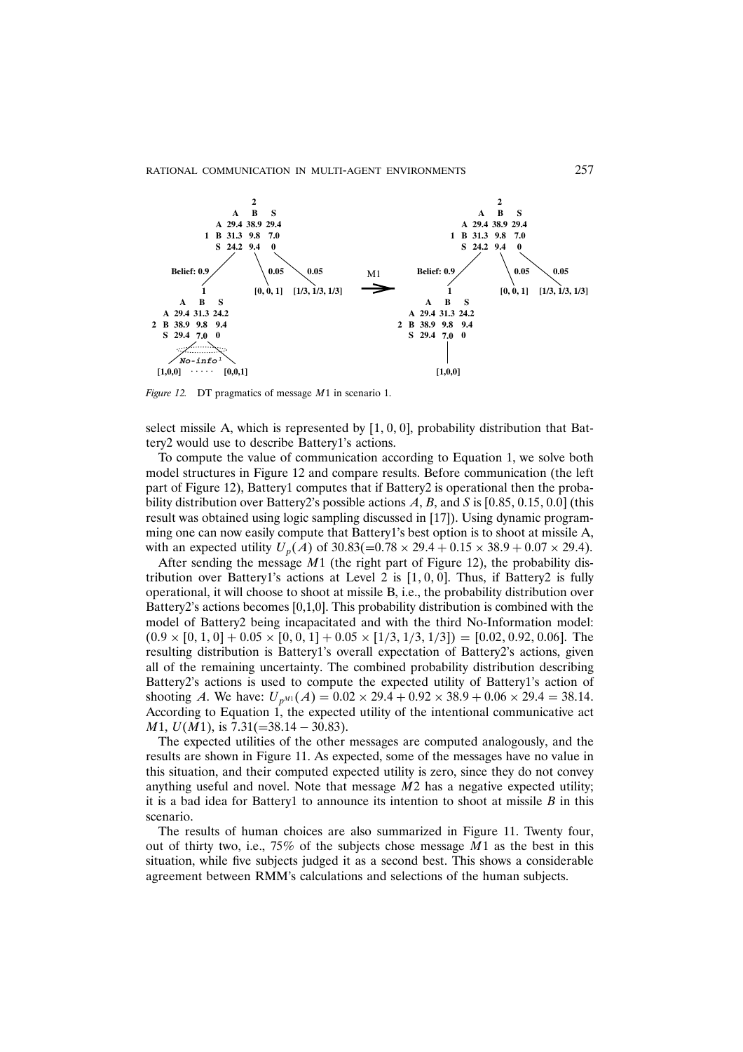Figure 12. DT pragmatics of message $M1$ in scenario 1.

select missile A, which is represented by $[1, 0, 0]$, probability distribution that Battery2 would use to describe Battery1's actions.

To compute the value of communication according to Equation 1, we solve both model structures in Figure 12 and compare results. Before communication (the left part of Figure 12), Battery1 computes that if Battery2 is operational then the probability distribution over Battery2's possible actions $A$, $B$, and $S$ is $[0.85, 0.15, 0.0]$ (this result was obtained using logic sampling discussed in [17]). Using dynamic programming one can now easily compute that Battery1's best option is to shoot at missile A, with an expected utility $U_p(A)$ of $30.83 (=0.78 \times 29.4 + 0.15 \times 38.9 + 0.07 \times 29.4)$.

After sending the message $M1$ (the right part of Figure 12), the probability distribution over Battery1's actions at Level 2 is $[1, 0, 0]$. Thus, if Battery2 is fully operational, it will choose to shoot at missile B, i.e., the probability distribution over Battery2's actions becomes $[0,1,0]$. This probability distribution is combined with the model of Battery2 being incapacitated and with the third No-Information model: $(0.9 \times [0, 1, 0] + 0.05 \times [0, 0, 1] + 0.05 \times [1/3, 1/3, 1/3]) = [0.02, 0.92, 0.06]$. The resulting distribution is Battery1's overall expectation of Battery2's actions, given all of the remaining uncertainty. The combined probability distribution describing Battery2's actions is used to compute the expected utility of Battery1's action of shooting $A$. We have: $U_{p^{M1}}(A) = 0.02 \times 29.4 + 0.92 \times 38.9 + 0.06 \times 29.4 = 38.14$. According to Equation 1, the expected utility of the intentional communicative act $M1$, $U(M1)$, is $7.31 (=38.14 - 30.83)$.

The expected utilities of the other messages are computed analogously, and the results are shown in Figure 11. As expected, some of the messages have no value in this situation, and their computed expected utility is zero, since they do not convey anything useful and novel. Note that message $M2$ has a negative expected utility; it is a bad idea for Battery1 to announce its intention to shoot at missile $B$ in this scenario.

The results of human choices are also summarized in Figure 11. Twenty four, out of thirty two, i.e., 75% of the subjects chose message $M1$ as the best in this situation, while five subjects judged it as a second best. This shows a considerable agreement between RMM's calculations and selections of the human subjects.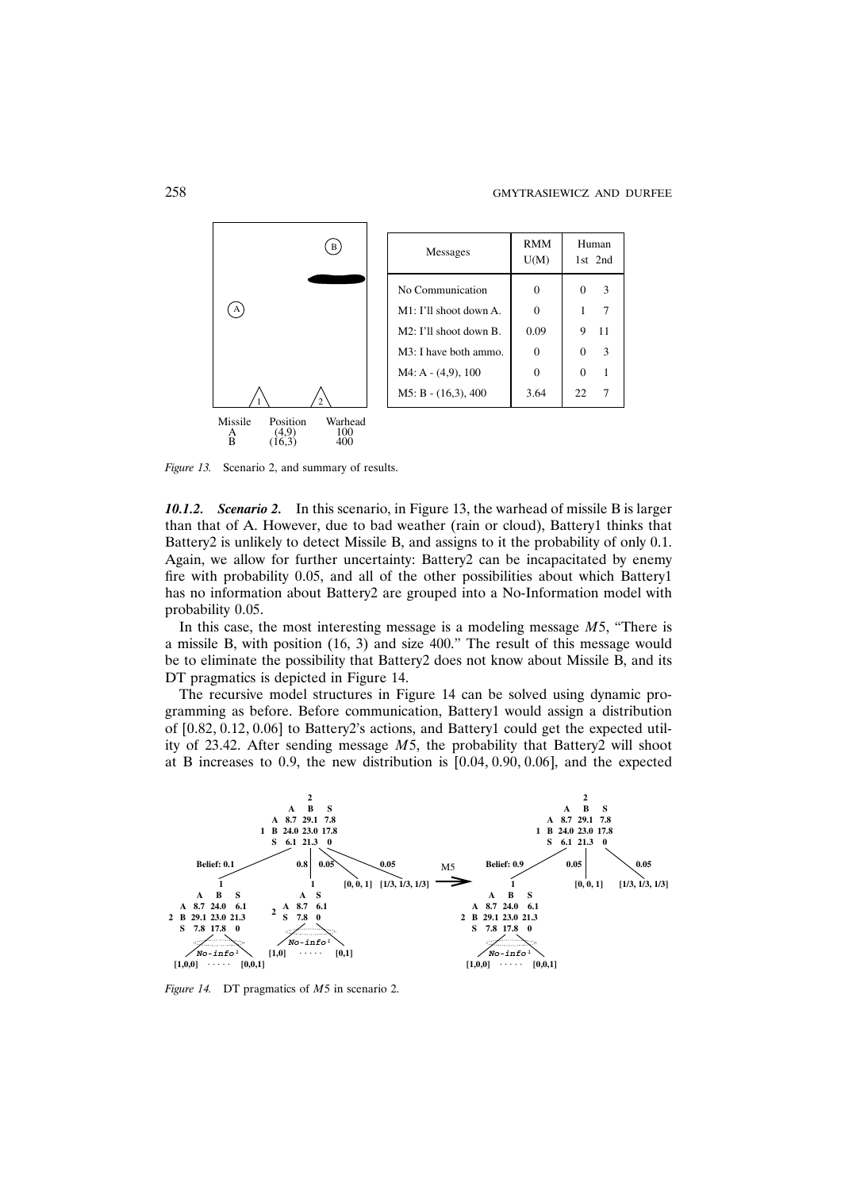| Messages | RMM U(M) | Human 1st | Human 2nd |
|---|---|---|---|
| No Communication | 0 | 0 | 3 |
| M1: I'll shoot down A. | 0 | 1 | 7 |
| M2: I'll shoot down B. | 0.09 | 9 | 11 |
| M3: I have both ammo. | 0 | 0 | 3 |
| M4: A - (4,9), 100 | 0 | 0 | 1 |
| M5: B - (16,3), 400 | 3.64 | 22 | 7 |

| Missile | Position | Warhead |
|---|---|---|
| A | (4,9) | 100 |
| B | (16,3) | 400 |

*Figure 13.* Scenario 2, and summary of results.

***10.1.2. Scenario 2.*** In this scenario, in Figure 13, the warhead of missile B is larger than that of A. However, due to bad weather (rain or cloud), Battery1 thinks that Battery2 is unlikely to detect Missile B, and assigns to it the probability of only 0.1. Again, we allow for further uncertainty: Battery2 can be incapacitated by enemy fire with probability 0.05, and all of the other possibilities about which Battery1 has no information about Battery2 are grouped into a No-Information model with probability 0.05.

In this case, the most interesting message is a modeling message $M5$, "There is a missile B, with position (16, 3) and size 400." The result of this message would be to eliminate the possibility that Battery2 does not know about Missile B, and its DT pragmatics is depicted in Figure 14.

The recursive model structures in Figure 14 can be solved using dynamic programming as before. Before communication, Battery1 would assign a distribution of [0.82, 0.12, 0.06] to Battery2's actions, and Battery1 could get the expected utility of 23.42. After sending message $M5$, the probability that Battery2 will shoot at B increases to 0.9, the new distribution is [0.04, 0.90, 0.06], and the expected

*Figure 14.* DT pragmatics of $M5$ in scenario 2.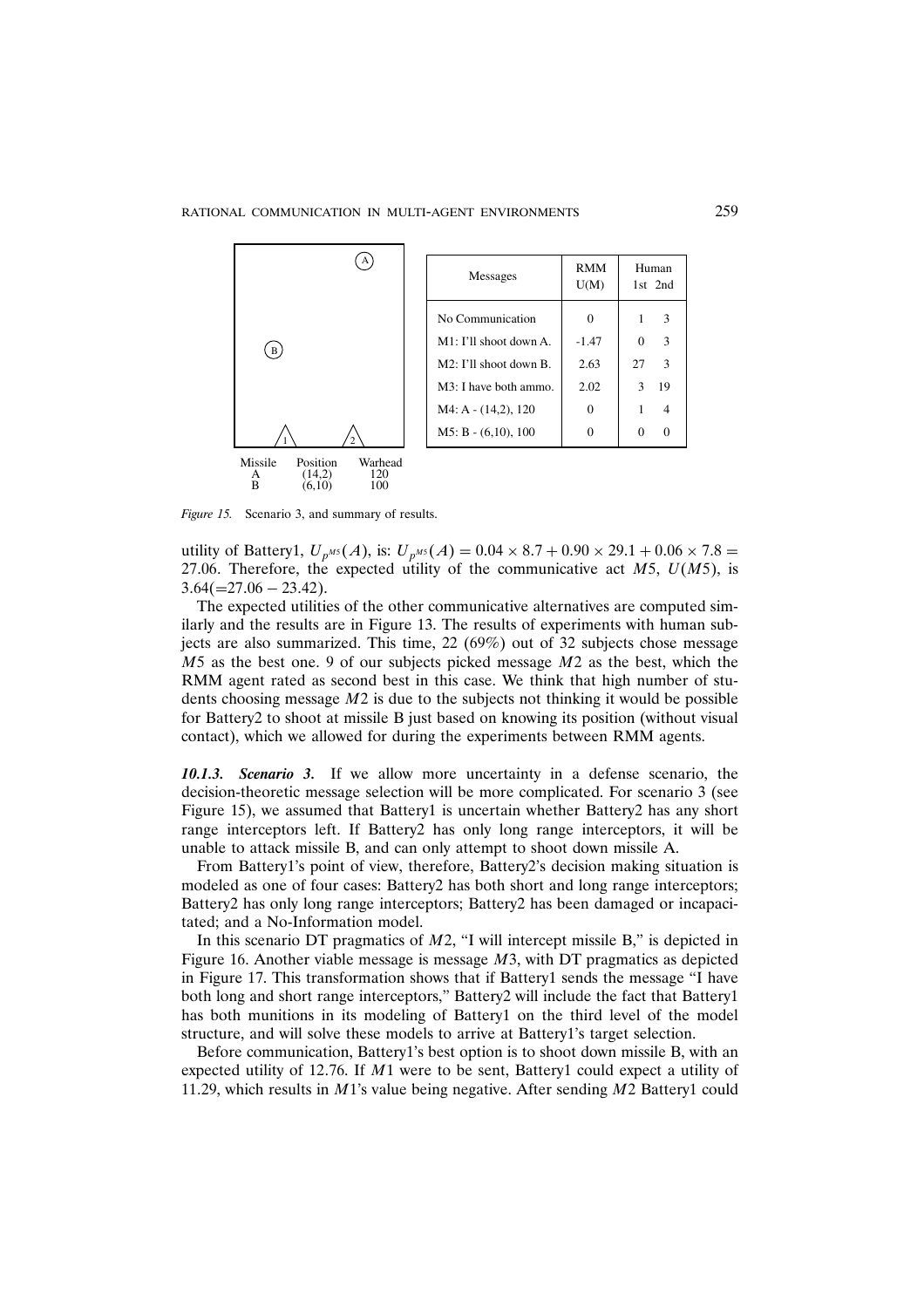| Missile | Position | Warhead |
| --- | --- | --- |
| A | (14,2) | 120 |
| B | (6,10) | 100 |

| Messages | RMM U(M) | Human 1st | Human 2nd |
| --- | --- | --- | --- |
| No Communication | 0 | 1 | 3 |
| M1: I'll shoot down A. | -1.47 | 0 | 3 |
| M2: I'll shoot down B. | 2.63 | 27 | 3 |
| M3: I have both ammo. | 2.02 | 3 | 19 |
| M4: A - (14,2), 120 | 0 | 1 | 4 |
| M5: B - (6,10), 100 | 0 | 0 | 0 |

*Figure 15.* Scenario 3, and summary of results.

utility of Battery1, $U_{p^{M5}}(A)$, is: $U_{p^{M5}}(A) = 0.04 \times 8.7 + 0.90 \times 29.1 + 0.06 \times 7.8 = 27.06$. Therefore, the expected utility of the communicative act $M5$, $U(M5)$, is $3.64(=27.06 - 23.42)$.

The expected utilities of the other communicative alternatives are computed similarly and the results are in Figure 13. The results of experiments with human subjects are also summarized. This time, 22 (69%) out of 32 subjects chose message $M5$ as the best one. 9 of our subjects picked message $M2$ as the best, which the RMM agent rated as second best in this case. We think that high number of students choosing message $M2$ is due to the subjects not thinking it would be possible for Battery2 to shoot at missile B just based on knowing its position (without visual contact), which we allowed for during the experiments between RMM agents.

***10.1.3. Scenario 3.*** If we allow more uncertainty in a defense scenario, the decision-theoretic message selection will be more complicated. For scenario 3 (see Figure 15), we assumed that Battery1 is uncertain whether Battery2 has any short range interceptors left. If Battery2 has only long range interceptors, it will be unable to attack missile B, and can only attempt to shoot down missile A.

From Battery1's point of view, therefore, Battery2's decision making situation is modeled as one of four cases: Battery2 has both short and long range interceptors; Battery2 has only long range interceptors; Battery2 has been damaged or incapacitated; and a No-Information model.

In this scenario DT pragmatics of $M2$, "I will intercept missile B," is depicted in Figure 16. Another viable message is message $M3$, with DT pragmatics as depicted in Figure 17. This transformation shows that if Battery1 sends the message "I have both long and short range interceptors," Battery2 will include the fact that Battery1 has both munitions in its modeling of Battery1 on the third level of the model structure, and will solve these models to arrive at Battery1's target selection.

Before communication, Battery1's best option is to shoot down missile B, with an expected utility of 12.76. If $M1$ were to be sent, Battery1 could expect a utility of 11.29, which results in $M1$'s value being negative. After sending $M2$ Battery1 could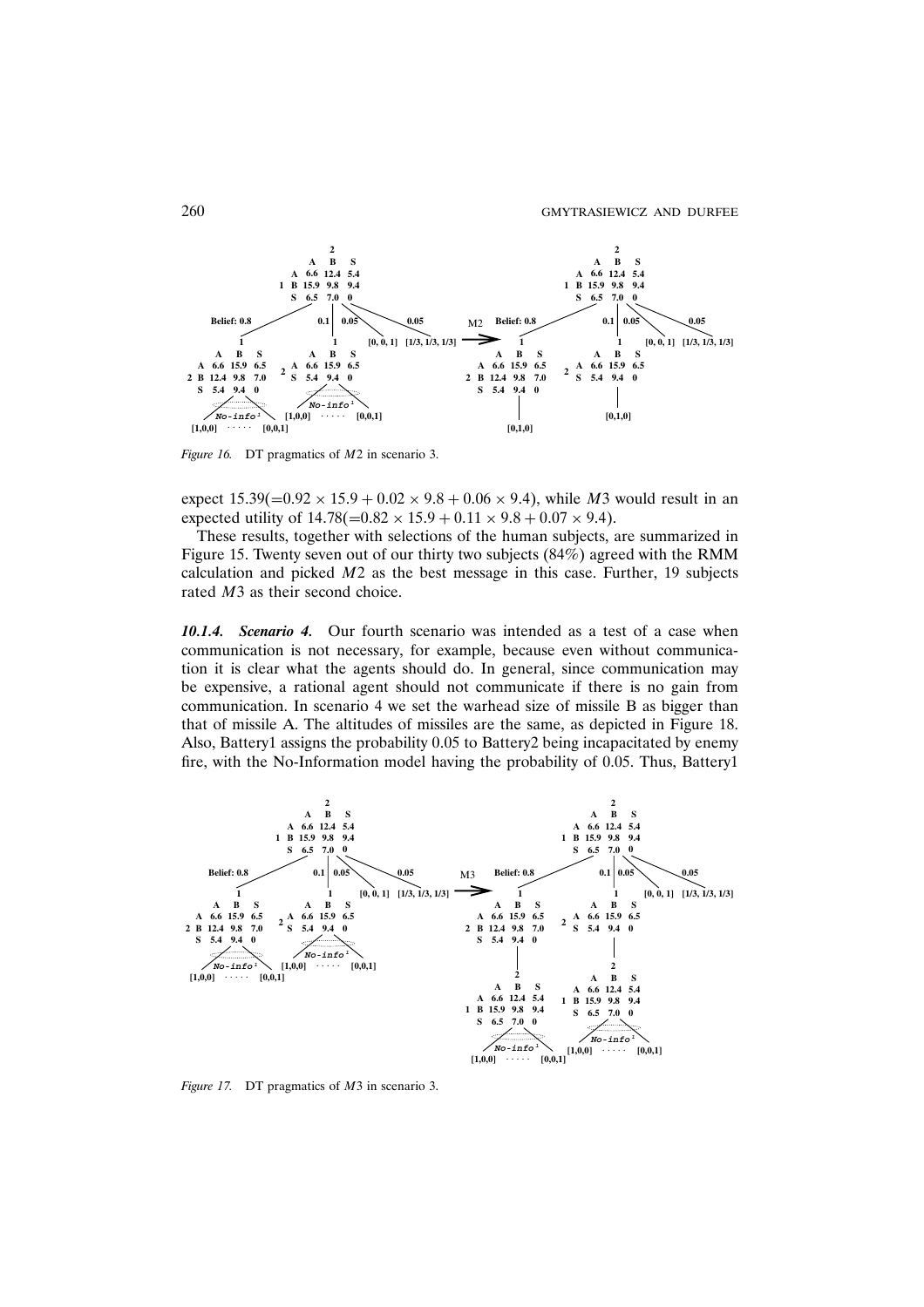Figure 16. DT pragmatics of $M2$ in scenario 3.

expect $15.39 (= 0.92 \times 15.9 + 0.02 \times 9.8 + 0.06 \times 9.4)$, while $M3$ would result in an expected utility of $14.78 (= 0.82 \times 15.9 + 0.11 \times 9.8 + 0.07 \times 9.4)$.

These results, together with selections of the human subjects, are summarized in Figure 15. Twenty seven out of our thirty two subjects (84%) agreed with the RMM calculation and picked $M2$ as the best message in this case. Further, 19 subjects rated $M3$ as their second choice.

***10.1.4. Scenario 4.*** Our fourth scenario was intended as a test of a case when communication is not necessary, for example, because even without communication it is clear what the agents should do. In general, since communication may be expensive, a rational agent should not communicate if there is no gain from communication. In scenario 4 we set the warhead size of missile B as bigger than that of missile A. The altitudes of missiles are the same, as depicted in Figure 18. Also, Battery1 assigns the probability 0.05 to Battery2 being incapacitated by enemy fire, with the No-Information model having the probability of 0.05. Thus, Battery1

Figure 17. DT pragmatics of $M3$ in scenario 3.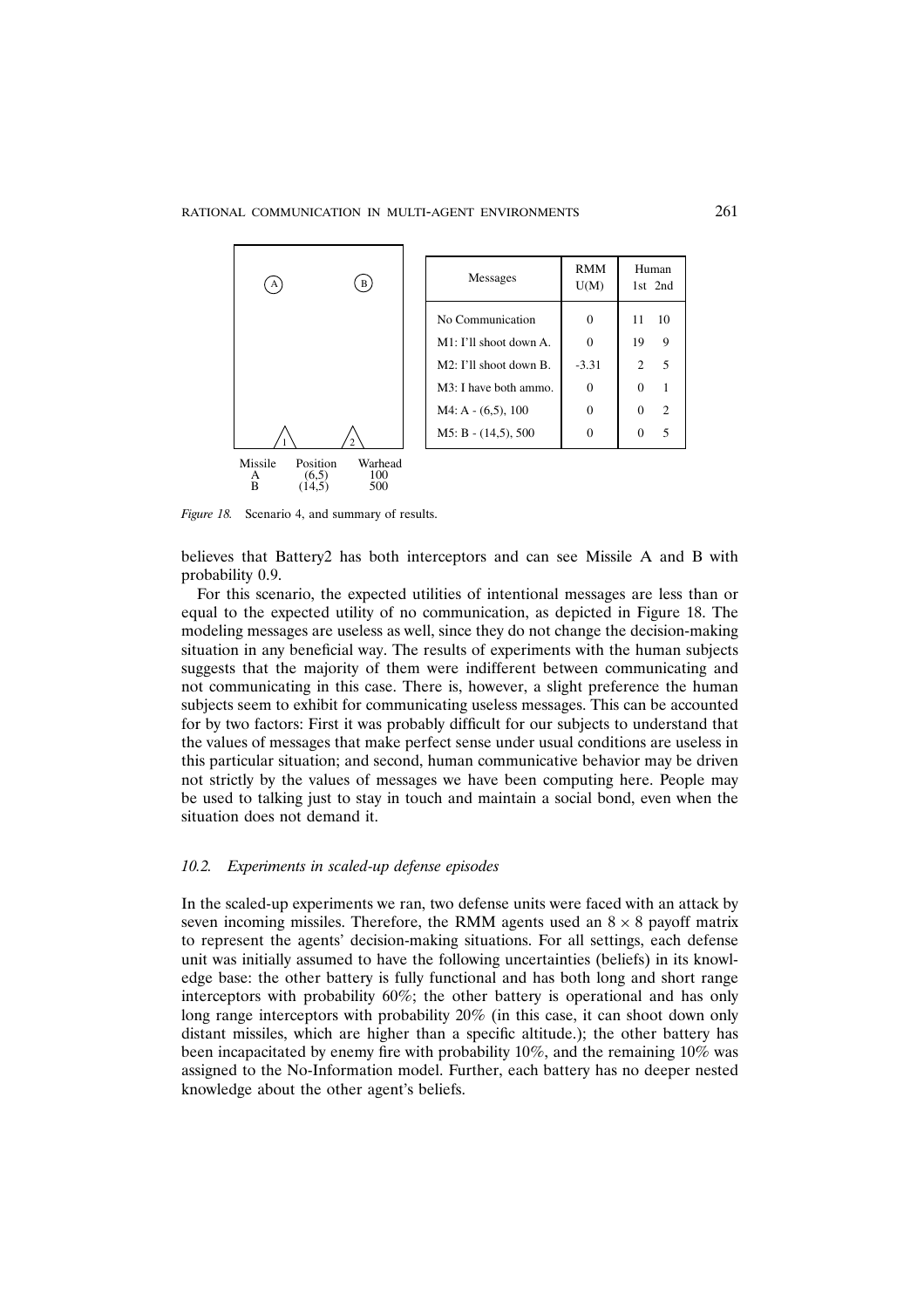| Missile | Position | Warhead |
|---|---|---|
| A | (6,5) | 100 |
| B | (14,5) | 500 |

| Messages | RMM U(M) | Human 1st | Human 2nd |
|---|---|---|---|
| No Communication | 0 | 11 | 10 |
| M1: I'll shoot down A. | 0 | 19 | 9 |
| M2: I'll shoot down B. | -3.31 | 2 | 5 |
| M3: I have both ammo. | 0 | 0 | 1 |
| M4: A - (6,5), 100 | 0 | 0 | 2 |
| M5: B - (14,5), 500 | 0 | 0 | 5 |

*Figure 18.* Scenario 4, and summary of results.

believes that Battery2 has both interceptors and can see Missile A and B with probability 0.9.

For this scenario, the expected utilities of intentional messages are less than or equal to the expected utility of no communication, as depicted in Figure 18. The modeling messages are useless as well, since they do not change the decision-making situation in any beneficial way. The results of experiments with the human subjects suggests that the majority of them were indifferent between communicating and not communicating in this case. There is, however, a slight preference the human subjects seem to exhibit for communicating useless messages. This can be accounted for by two factors: First it was probably difficult for our subjects to understand that the values of messages that make perfect sense under usual conditions are useless in this particular situation; and second, human communicative behavior may be driven not strictly by the values of messages we have been computing here. People may be used to talking just to stay in touch and maintain a social bond, even when the situation does not demand it.

### 10.2. *Experiments in scaled-up defense episodes*

In the scaled-up experiments we ran, two defense units were faced with an attack by seven incoming missiles. Therefore, the RMM agents used an $8 \times 8$ payoff matrix to represent the agents' decision-making situations. For all settings, each defense unit was initially assumed to have the following uncertainties (beliefs) in its knowledge base: the other battery is fully functional and has both long and short range interceptors with probability 60%; the other battery is operational and has only long range interceptors with probability 20% (in this case, it can shoot down only distant missiles, which are higher than a specific altitude.); the other battery has been incapacitated by enemy fire with probability 10%, and the remaining 10% was assigned to the No-Information model. Further, each battery has no deeper nested knowledge about the other agent's beliefs.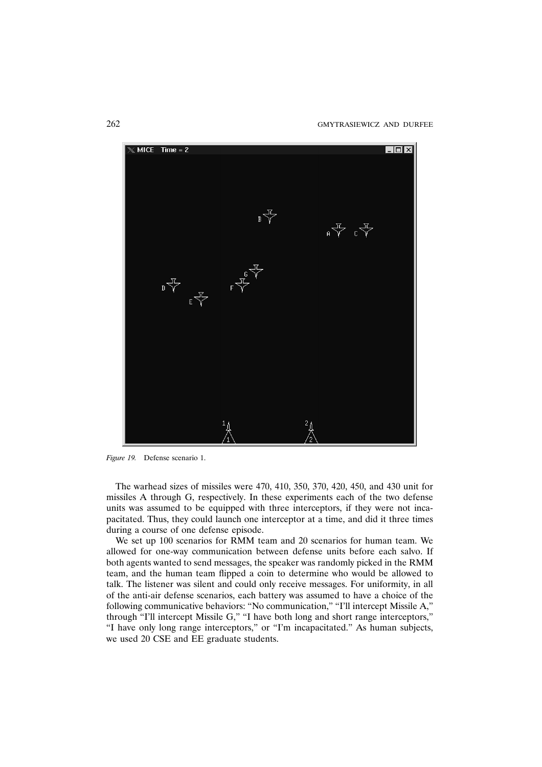*Figure 19.* Defense scenario 1.

The warhead sizes of missiles were 470, 410, 350, 370, 420, 450, and 430 unit for missiles A through G, respectively. In these experiments each of the two defense units was assumed to be equipped with three interceptors, if they were not incapacitated. Thus, they could launch one interceptor at a time, and did it three times during a course of one defense episode.

We set up 100 scenarios for RMM team and 20 scenarios for human team. We allowed for one-way communication between defense units before each salvo. If both agents wanted to send messages, the speaker was randomly picked in the RMM team, and the human team flipped a coin to determine who would be allowed to talk. The listener was silent and could only receive messages. For uniformity, in all of the anti-air defense scenarios, each battery was assumed to have a choice of the following communicative behaviors: "No communication," "I'll intercept Missile A," through "I'll intercept Missile G," "I have both long and short range interceptors," "I have only long range interceptors," or "I'm incapacitated." As human subjects, we used 20 CSE and EE graduate students.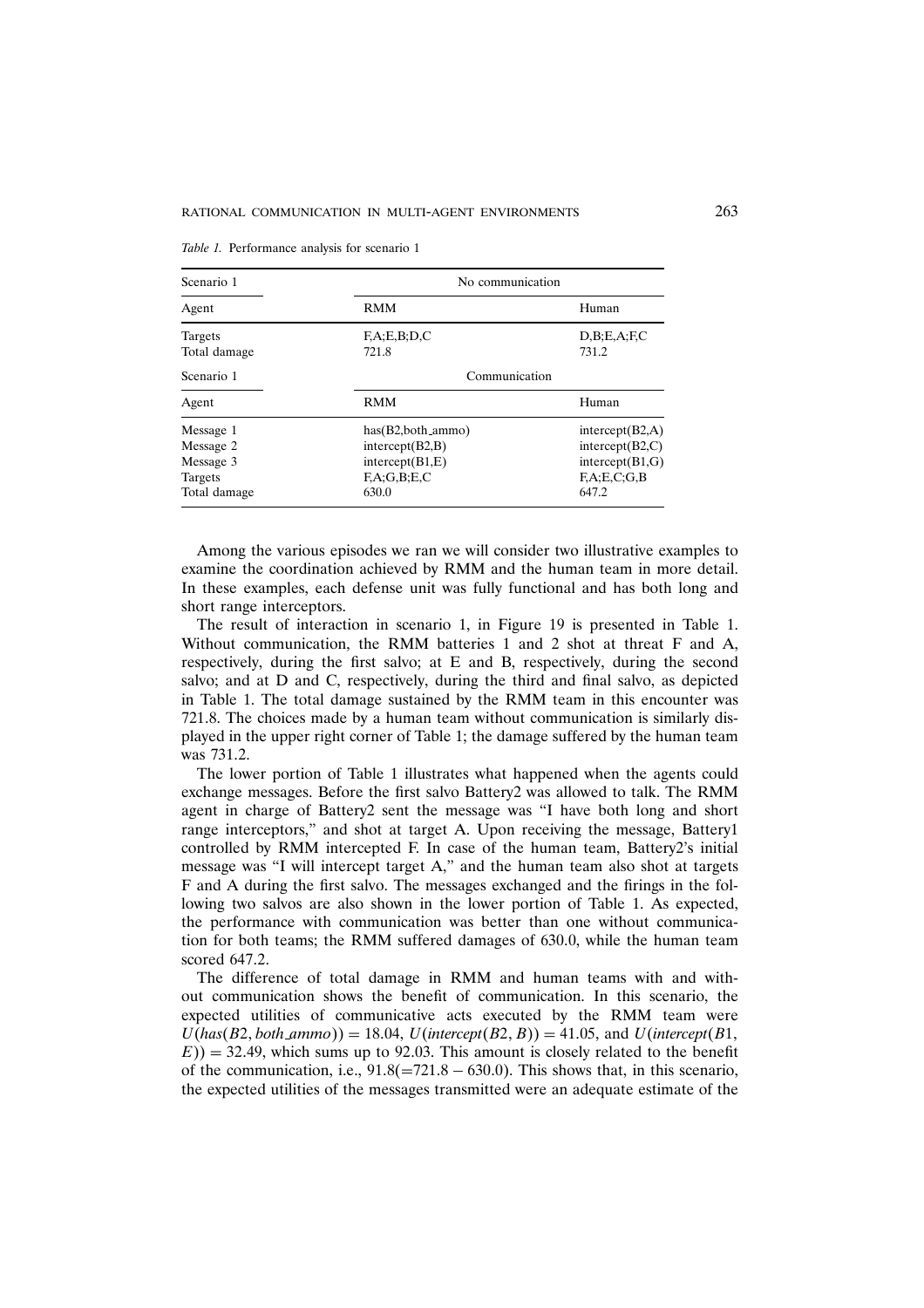*Table 1.* Performance analysis for scenario 1

| Scenario 1 | No communication | |
|---|---|---|
| Agent | RMM | Human |
| Targets | F,A;E,B;D,C | D,B;E,A;F,C |
| Total damage | 721.8 | 731.2 |
| Scenario 1 | Communication | |
| Agent | RMM | Human |
| Message 1 | has(B2,both_ammo) | intercept(B2,A) |
| Message 2 | intercept(B2,B) | intercept(B2,C) |
| Message 3 | intercept(B1,E) | intercept(B1,G) |
| Targets | F,A;G,B;E,C | F,A;E,C;G,B |
| Total damage | 630.0 | 647.2 |

Among the various episodes we ran we will consider two illustrative examples to examine the coordination achieved by RMM and the human team in more detail. In these examples, each defense unit was fully functional and has both long and short range interceptors.

The result of interaction in scenario 1, in Figure 19 is presented in Table 1. Without communication, the RMM batteries 1 and 2 shot at threat F and A, respectively, during the first salvo; at E and B, respectively, during the second salvo; and at D and C, respectively, during the third and final salvo, as depicted in Table 1. The total damage sustained by the RMM team in this encounter was 721.8. The choices made by a human team without communication is similarly displayed in the upper right corner of Table 1; the damage suffered by the human team was 731.2.

The lower portion of Table 1 illustrates what happened when the agents could exchange messages. Before the first salvo Battery2 was allowed to talk. The RMM agent in charge of Battery2 sent the message was "I have both long and short range interceptors," and shot at target A. Upon receiving the message, Battery1 controlled by RMM intercepted F. In case of the human team, Battery2's initial message was "I will intercept target A," and the human team also shot at targets F and A during the first salvo. The messages exchanged and the firings in the following two salvos are also shown in the lower portion of Table 1. As expected, the performance with communication was better than one without communication for both teams; the RMM suffered damages of 630.0, while the human team scored 647.2.

The difference of total damage in RMM and human teams with and without communication shows the benefit of communication. In this scenario, the expected utilities of communicative acts executed by the RMM team were $U(has(B2, both\_ammo)) = 18.04$, $U(intercept(B2, B)) = 41.05$, and $U(intercept(B1, E)) = 32.49$, which sums up to 92.03. This amount is closely related to the benefit of the communication, i.e., $91.8 (= 721.8 - 630.0)$. This shows that, in this scenario, the expected utilities of the messages transmitted were an adequate estimate of the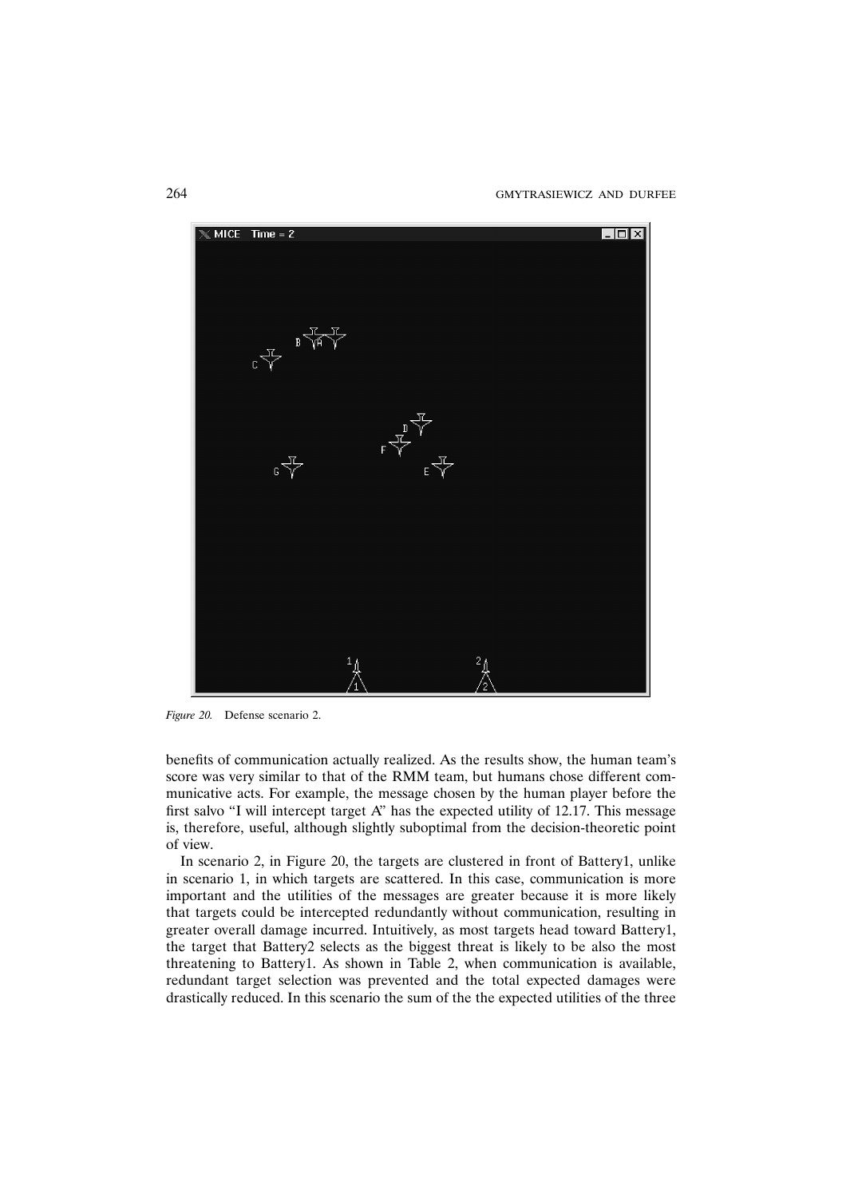*Figure 20.* Defense scenario 2.

benefits of communication actually realized. As the results show, the human team's score was very similar to that of the RMM team, but humans chose different communicative acts. For example, the message chosen by the human player before the first salvo "I will intercept target A" has the expected utility of 12.17. This message is, therefore, useful, although slightly suboptimal from the decision-theoretic point of view.

In scenario 2, in Figure 20, the targets are clustered in front of Battery1, unlike in scenario 1, in which targets are scattered. In this case, communication is more important and the utilities of the messages are greater because it is more likely that targets could be intercepted redundantly without communication, resulting in greater overall damage incurred. Intuitively, as most targets head toward Battery1, the target that Battery2 selects as the biggest threat is likely to be also the most threatening to Battery1. As shown in Table 2, when communication is available, redundant target selection was prevented and the total expected damages were drastically reduced. In this scenario the sum of the the expected utilities of the three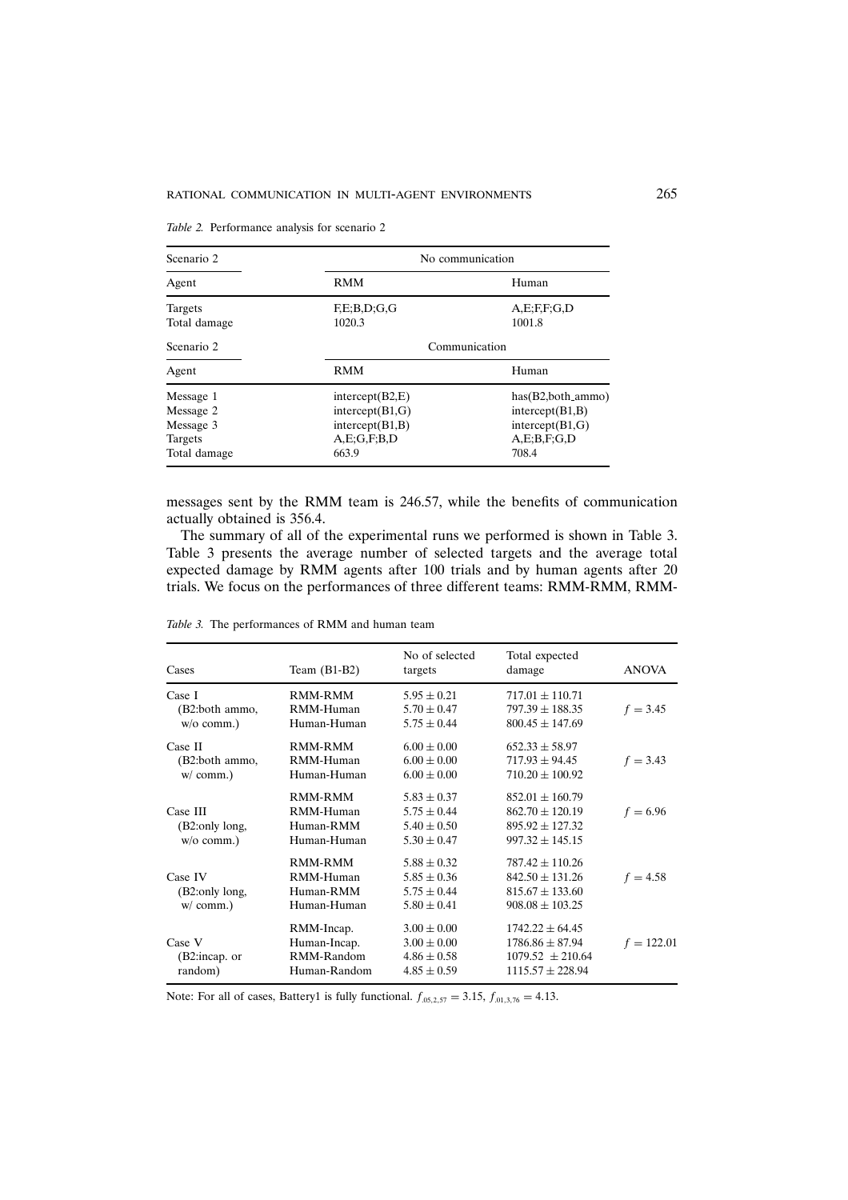*Table 2.* Performance analysis for scenario 2

| Scenario 2 | No communication | |
|---|---|---|
| Agent | RMM | Human |
| Targets | F,E;B,D;G,G | A,E;F,F;G,D |
| Total damage | 1020.3 | 1001.8 |
| **Scenario 2** | **Communication** | |
| Agent | RMM | Human |
| Message 1 | intercept(B2,E) | has(B2,both_ammo) |
| Message 2 | intercept(B1,G) | intercept(B1,B) |
| Message 3 | intercept(B1,B) | intercept(B1,G) |
| Targets | A,E;G,F;B,D | A,E;B,F;G,D |
| Total damage | 663.9 | 708.4 |

messages sent by the RMM team is 246.57, while the benefits of communication actually obtained is 356.4.

The summary of all of the experimental runs we performed is shown in Table 3. Table 3 presents the average number of selected targets and the average total expected damage by RMM agents after 100 trials and by human agents after 20 trials. We focus on the performances of three different teams: RMM-RMM, RMM-

*Table 3.* The performances of RMM and human team

| Cases | Team (B1-B2) | No of selected targets | Total expected damage | ANOVA |
|---|---|---|---|---|
| Case I (B2:both ammo, w/o comm.) | RMM-RMM | $5.95 \pm 0.21$ | $717.01 \pm 110.71$ | $f = 3.45$ |
| | RMM-Human | $5.70 \pm 0.47$ | $797.39 \pm 188.35$ | |
| | Human-Human | $5.75 \pm 0.44$ | $800.45 \pm 147.69$ | |
| Case II (B2:both ammo, w/ comm.) | RMM-RMM | $6.00 \pm 0.00$ | $652.33 \pm 58.97$ | $f = 3.43$ |
| | RMM-Human | $6.00 \pm 0.00$ | $717.93 \pm 94.45$ | |
| | Human-Human | $6.00 \pm 0.00$ | $710.20 \pm 100.92$ | |
| Case III (B2:only long, w/o comm.) | RMM-RMM | $5.83 \pm 0.37$ | $852.01 \pm 160.79$ | $f = 6.96$ |
| | RMM-Human | $5.75 \pm 0.44$ | $862.70 \pm 120.19$ | |
| | Human-RMM | $5.40 \pm 0.50$ | $895.92 \pm 127.32$ | |
| | Human-Human | $5.30 \pm 0.47$ | $997.32 \pm 145.15$ | |
| Case IV (B2:only long, w/ comm.) | RMM-RMM | $5.88 \pm 0.32$ | $787.42 \pm 110.26$ | $f = 4.58$ |
| | RMM-Human | $5.85 \pm 0.36$ | $842.50 \pm 131.26$ | |
| | Human-RMM | $5.75 \pm 0.44$ | $815.67 \pm 133.60$ | |
| | Human-Human | $5.80 \pm 0.41$ | $908.08 \pm 103.25$ | |
| Case V (B2:incap. or random) | RMM-Incap. | $3.00 \pm 0.00$ | $1742.22 \pm 64.45$ | $f = 122.01$ |
| | Human-Incap. | $3.00 \pm 0.00$ | $1786.86 \pm 87.94$ | |
| | RMM-Random | $4.86 \pm 0.58$ | $1079.52 \pm 210.64$ | |
| | Human-Random | $4.85 \pm 0.59$ | $1115.57 \pm 228.94$ | |

Note: For all of cases, Battery1 is fully functional. $f_{.05,2,57} = 3.15$, $f_{.01,3,76} = 4.13$.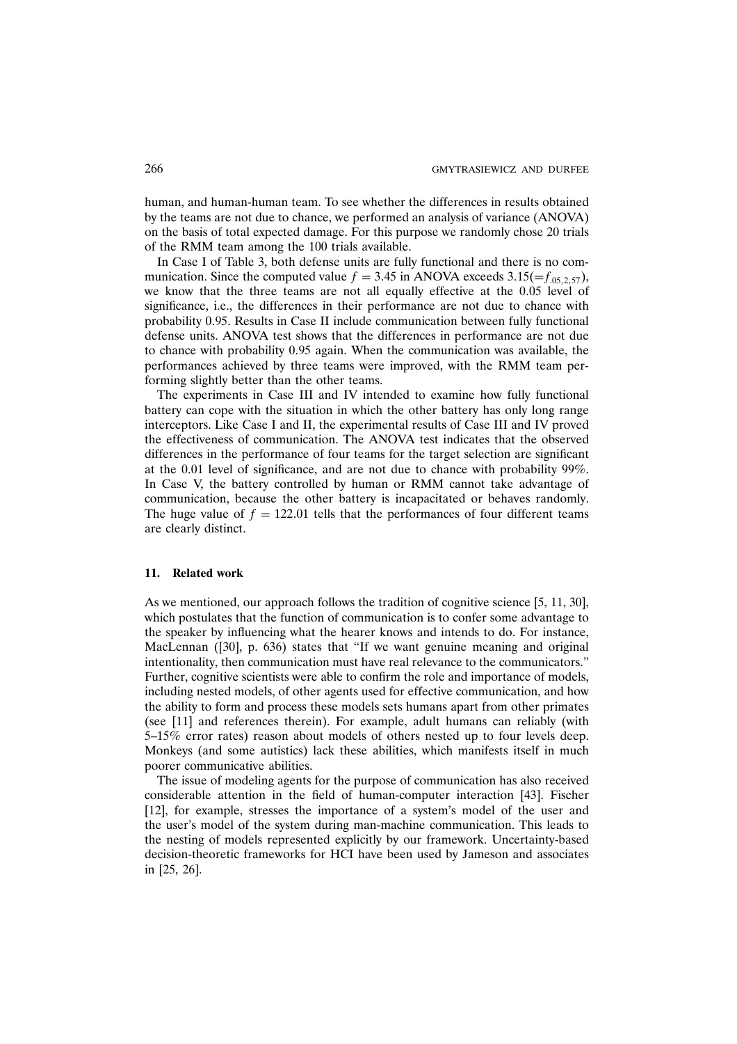human, and human-human team. To see whether the differences in results obtained by the teams are not due to chance, we performed an analysis of variance (ANOVA) on the basis of total expected damage. For this purpose we randomly chose 20 trials of the RMM team among the 100 trials available.

In Case I of Table 3, both defense units are fully functional and there is no communication. Since the computed value $f = 3.45$ in ANOVA exceeds $3.15 (= f_{.05,2,57})$, we know that the three teams are not all equally effective at the 0.05 level of significance, i.e., the differences in their performance are not due to chance with probability 0.95. Results in Case II include communication between fully functional defense units. ANOVA test shows that the differences in performance are not due to chance with probability 0.95 again. When the communication was available, the performances achieved by three teams were improved, with the RMM team performing slightly better than the other teams.

The experiments in Case III and IV intended to examine how fully functional battery can cope with the situation in which the other battery has only long range interceptors. Like Case I and II, the experimental results of Case III and IV proved the effectiveness of communication. The ANOVA test indicates that the observed differences in the performance of four teams for the target selection are significant at the 0.01 level of significance, and are not due to chance with probability 99%. In Case V, the battery controlled by human or RMM cannot take advantage of communication, because the other battery is incapacitated or behaves randomly. The huge value of $f = 122.01$ tells that the performances of four different teams are clearly distinct.

## 11. Related work

As we mentioned, our approach follows the tradition of cognitive science [5, 11, 30], which postulates that the function of communication is to confer some advantage to the speaker by influencing what the hearer knows and intends to do. For instance, MacLennan ([30], p. 636) states that "If we want genuine meaning and original intentionality, then communication must have real relevance to the communicators." Further, cognitive scientists were able to confirm the role and importance of models, including nested models, of other agents used for effective communication, and how the ability to form and process these models sets humans apart from other primates (see [11] and references therein). For example, adult humans can reliably (with 5–15% error rates) reason about models of others nested up to four levels deep. Monkeys (and some autistics) lack these abilities, which manifests itself in much poorer communicative abilities.

The issue of modeling agents for the purpose of communication has also received considerable attention in the field of human-computer interaction [43]. Fischer [12], for example, stresses the importance of a system's model of the user and the user's model of the system during man-machine communication. This leads to the nesting of models represented explicitly by our framework. Uncertainty-based decision-theoretic frameworks for HCI have been used by Jameson and associates in [25, 26].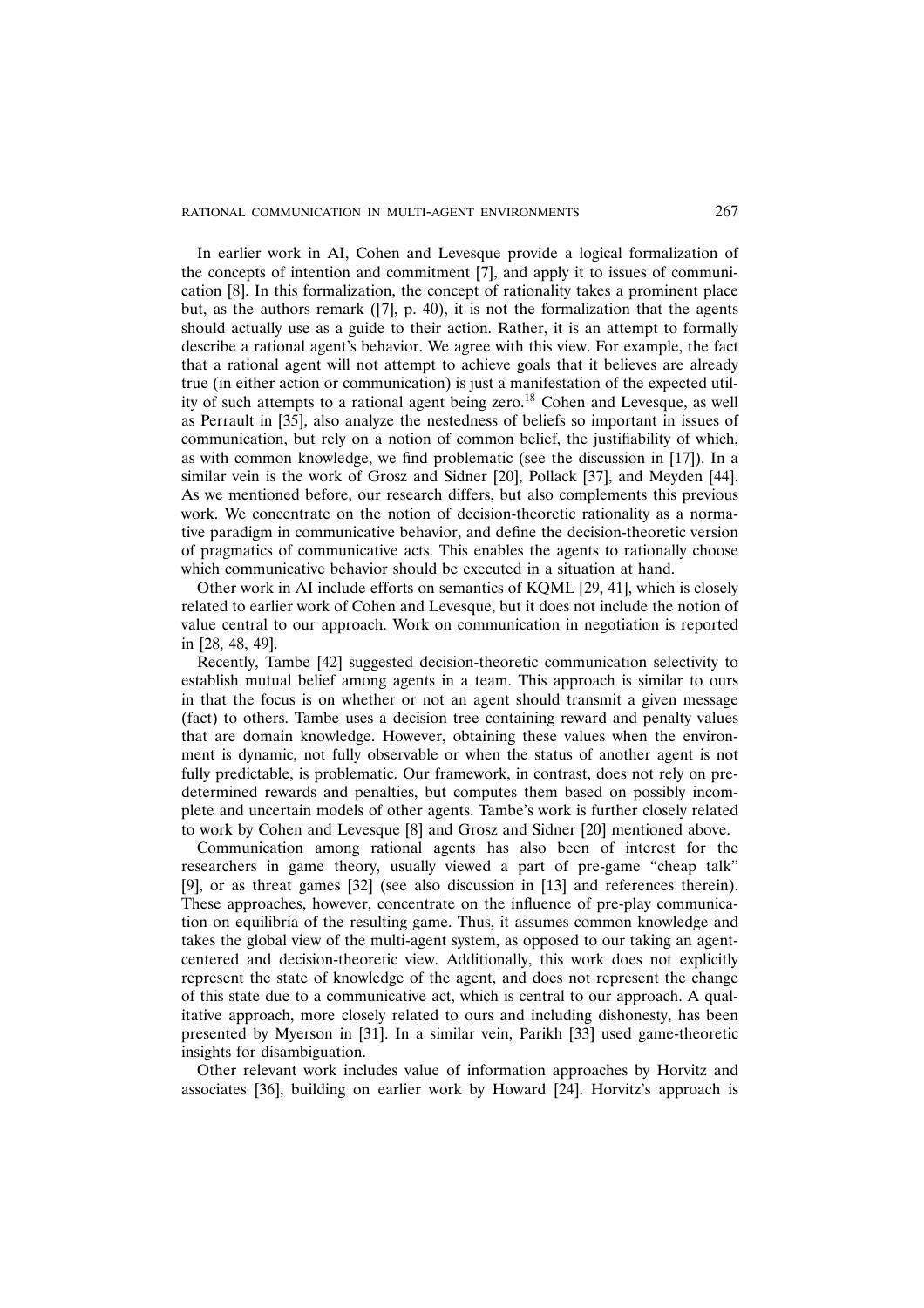In earlier work in AI, Cohen and Levesque provide a logical formalization of the concepts of intention and commitment [7], and apply it to issues of communication [8]. In this formalization, the concept of rationality takes a prominent place but, as the authors remark ([7], p. 40), it is not the formalization that the agents should actually use as a guide to their action. Rather, it is an attempt to formally describe a rational agent's behavior. We agree with this view. For example, the fact that a rational agent will not attempt to achieve goals that it believes are already true (in either action or communication) is just a manifestation of the expected utility of such attempts to a rational agent being zero.[18] Cohen and Levesque, as well as Perrault in [35], also analyze the nestedness of beliefs so important in issues of communication, but rely on a notion of common belief, the justifiability of which, as with common knowledge, we find problematic (see the discussion in [17]). In a similar vein is the work of Grosz and Sidner [20], Pollack [37], and Meyden [44]. As we mentioned before, our research differs, but also complements this previous work. We concentrate on the notion of decision-theoretic rationality as a normative paradigm in communicative behavior, and define the decision-theoretic version of pragmatics of communicative acts. This enables the agents to rationally choose which communicative behavior should be executed in a situation at hand.

Other work in AI include efforts on semantics of KQML [29, 41], which is closely related to earlier work of Cohen and Levesque, but it does not include the notion of value central to our approach. Work on communication in negotiation is reported in [28, 48, 49].

Recently, Tambe [42] suggested decision-theoretic communication selectivity to establish mutual belief among agents in a team. This approach is similar to ours in that the focus is on whether or not an agent should transmit a given message (fact) to others. Tambe uses a decision tree containing reward and penalty values that are domain knowledge. However, obtaining these values when the environment is dynamic, not fully observable or when the status of another agent is not fully predictable, is problematic. Our framework, in contrast, does not rely on predetermined rewards and penalties, but computes them based on possibly incomplete and uncertain models of other agents. Tambe's work is further closely related to work by Cohen and Levesque [8] and Grosz and Sidner [20] mentioned above.

Communication among rational agents has also been of interest for the researchers in game theory, usually viewed a part of pre-game "cheap talk" [9], or as threat games [32] (see also discussion in [13] and references therein). These approaches, however, concentrate on the influence of pre-play communication on equilibria of the resulting game. Thus, it assumes common knowledge and takes the global view of the multi-agent system, as opposed to our taking an agent-centered and decision-theoretic view. Additionally, this work does not explicitly represent the state of knowledge of the agent, and does not represent the change of this state due to a communicative act, which is central to our approach. A qualitative approach, more closely related to ours and including dishonesty, has been presented by Myerson in [31]. In a similar vein, Parikh [33] used game-theoretic insights for disambiguation.

Other relevant work includes value of information approaches by Horvitz and associates [36], building on earlier work by Howard [24]. Horvitz's approach is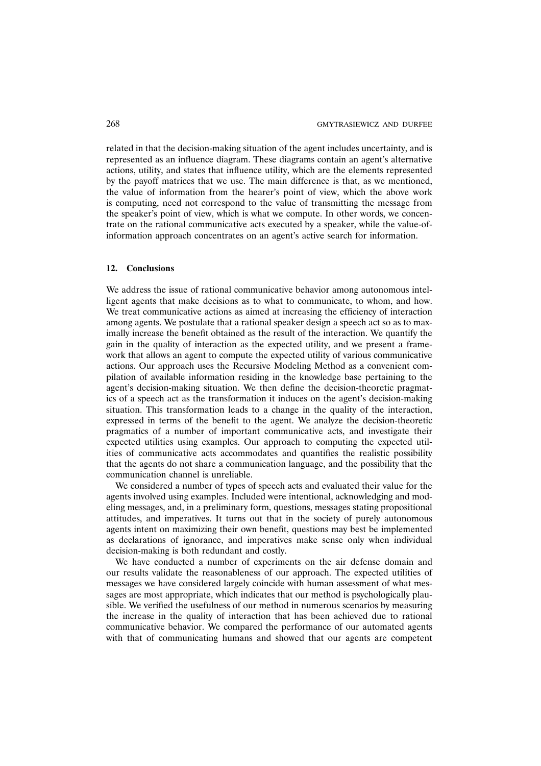related in that the decision-making situation of the agent includes uncertainty, and is represented as an influence diagram. These diagrams contain an agent's alternative actions, utility, and states that influence utility, which are the elements represented by the payoff matrices that we use. The main difference is that, as we mentioned, the value of information from the hearer's point of view, which the above work is computing, need not correspond to the value of transmitting the message from the speaker's point of view, which is what we compute. In other words, we concentrate on the rational communicative acts executed by a speaker, while the value-of-information approach concentrates on an agent's active search for information.

## 12. Conclusions

We address the issue of rational communicative behavior among autonomous intelligent agents that make decisions as to what to communicate, to whom, and how. We treat communicative actions as aimed at increasing the efficiency of interaction among agents. We postulate that a rational speaker design a speech act so as to maximally increase the benefit obtained as the result of the interaction. We quantify the gain in the quality of interaction as the expected utility, and we present a framework that allows an agent to compute the expected utility of various communicative actions. Our approach uses the Recursive Modeling Method as a convenient compilation of available information residing in the knowledge base pertaining to the agent's decision-making situation. We then define the decision-theoretic pragmatics of a speech act as the transformation it induces on the agent's decision-making situation. This transformation leads to a change in the quality of the interaction, expressed in terms of the benefit to the agent. We analyze the decision-theoretic pragmatics of a number of important communicative acts, and investigate their expected utilities using examples. Our approach to computing the expected utilities of communicative acts accommodates and quantifies the realistic possibility that the agents do not share a communication language, and the possibility that the communication channel is unreliable.

We considered a number of types of speech acts and evaluated their value for the agents involved using examples. Included were intentional, acknowledging and modeling messages, and, in a preliminary form, questions, messages stating propositional attitudes, and imperatives. It turns out that in the society of purely autonomous agents intent on maximizing their own benefit, questions may best be implemented as declarations of ignorance, and imperatives make sense only when individual decision-making is both redundant and costly.

We have conducted a number of experiments on the air defense domain and our results validate the reasonableness of our approach. The expected utilities of messages we have considered largely coincide with human assessment of what messages are most appropriate, which indicates that our method is psychologically plausible. We verified the usefulness of our method in numerous scenarios by measuring the increase in the quality of interaction that has been achieved due to rational communicative behavior. We compared the performance of our automated agents with that of communicating humans and showed that our agents are competent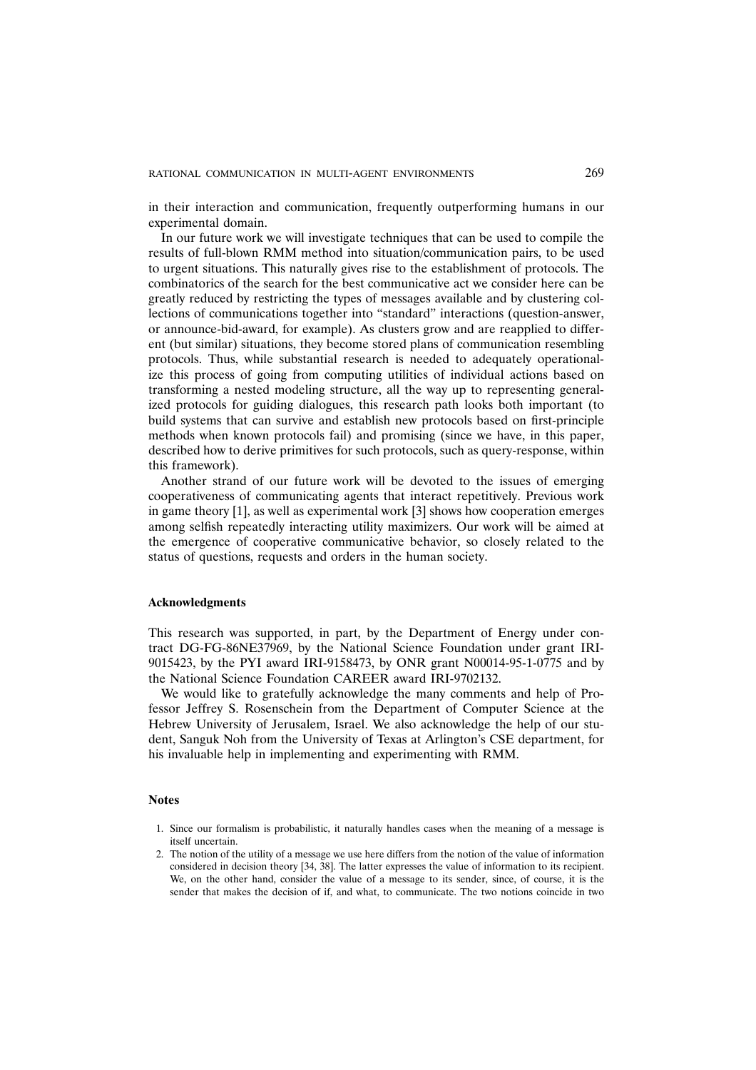in their interaction and communication, frequently outperforming humans in our experimental domain.

In our future work we will investigate techniques that can be used to compile the results of full-blown RMM method into situation/communication pairs, to be used to urgent situations. This naturally gives rise to the establishment of protocols. The combinatorics of the search for the best communicative act we consider here can be greatly reduced by restricting the types of messages available and by clustering collections of communications together into "standard" interactions (question-answer, or announce-bid-award, for example). As clusters grow and are reapplied to different (but similar) situations, they become stored plans of communication resembling protocols. Thus, while substantial research is needed to adequately operationalize this process of going from computing utilities of individual actions based on transforming a nested modeling structure, all the way up to representing generalized protocols for guiding dialogues, this research path looks both important (to build systems that can survive and establish new protocols based on first-principle methods when known protocols fail) and promising (since we have, in this paper, described how to derive primitives for such protocols, such as query-response, within this framework).

Another strand of our future work will be devoted to the issues of emerging cooperativeness of communicating agents that interact repetitively. Previous work in game theory [1], as well as experimental work [3] shows how cooperation emerges among selfish repeatedly interacting utility maximizers. Our work will be aimed at the emergence of cooperative communicative behavior, so closely related to the status of questions, requests and orders in the human society.

### Acknowledgments

This research was supported, in part, by the Department of Energy under contract DG-FG-86NE37969, by the National Science Foundation under grant IRI-9015423, by the PYI award IRI-9158473, by ONR grant N00014-95-1-0775 and by the National Science Foundation CAREER award IRI-9702132.

We would like to gratefully acknowledge the many comments and help of Professor Jeffrey S. Rosenschein from the Department of Computer Science at the Hebrew University of Jerusalem, Israel. We also acknowledge the help of our student, Sanguk Noh from the University of Texas at Arlington's CSE department, for his invaluable help in implementing and experimenting with RMM.

### Notes

1. Since our formalism is probabilistic, it naturally handles cases when the meaning of a message is itself uncertain.
2. The notion of the utility of a message we use here differs from the notion of the value of information considered in decision theory [34, 38]. The latter expresses the value of information to its recipient. We, on the other hand, consider the value of a message to its sender, since, of course, it is the sender that makes the decision of if, and what, to communicate. The two notions coincide in two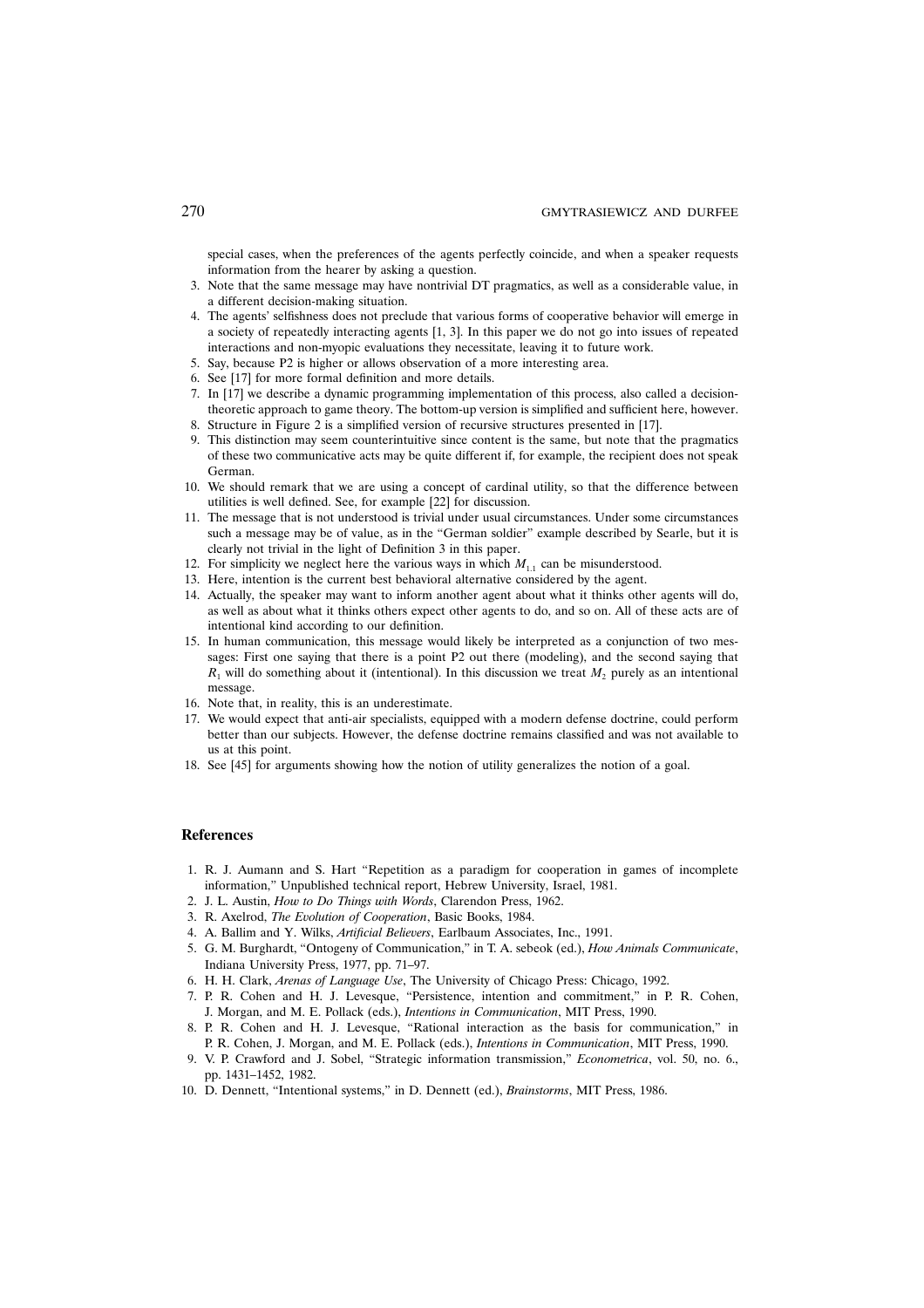special cases, when the preferences of the agents perfectly coincide, and when a speaker requests information from the hearer by asking a question.

3. Note that the same message may have nontrivial DT pragmatics, as well as a considerable value, in a different decision-making situation.
4. The agents' selfishness does not preclude that various forms of cooperative behavior will emerge in a society of repeatedly interacting agents [1, 3]. In this paper we do not go into issues of repeated interactions and non-myopic evaluations they necessitate, leaving it to future work.
5. Say, because P2 is higher or allows observation of a more interesting area.
6. See [17] for more formal definition and more details.
7. In [17] we describe a dynamic programming implementation of this process, also called a decision-theoretic approach to game theory. The bottom-up version is simplified and sufficient here, however.
8. Structure in Figure 2 is a simplified version of recursive structures presented in [17].
9. This distinction may seem counterintuitive since content is the same, but note that the pragmatics of these two communicative acts may be quite different if, for example, the recipient does not speak German.
10. We should remark that we are using a concept of cardinal utility, so that the difference between utilities is well defined. See, for example [22] for discussion.
11. The message that is not understood is trivial under usual circumstances. Under some circumstances such a message may be of value, as in the "German soldier" example described by Searle, but it is clearly not trivial in the light of Definition 3 in this paper.
12. For simplicity we neglect here the various ways in which $M_{1,1}$ can be misunderstood.
13. Here, intention is the current best behavioral alternative considered by the agent.
14. Actually, the speaker may want to inform another agent about what it thinks other agents will do, as well as about what it thinks others expect other agents to do, and so on. All of these acts are of intentional kind according to our definition.
15. In human communication, this message would likely be interpreted as a conjunction of two messages: First one saying that there is a point P2 out there (modeling), and the second saying that $R_1$ will do something about it (intentional). In this discussion we treat $M_2$ purely as an intentional message.
16. Note that, in reality, this is an underestimate.
17. We would expect that anti-air specialists, equipped with a modern defense doctrine, could perform better than our subjects. However, the defense doctrine remains classified and was not available to us at this point.
18. See [45] for arguments showing how the notion of utility generalizes the notion of a goal.

## References

1. R. J. Aumann and S. Hart "Repetition as a paradigm for cooperation in games of incomplete information," Unpublished technical report, Hebrew University, Israel, 1981.
2. J. L. Austin, *How to Do Things with Words*, Clarendon Press, 1962.
3. R. Axelrod, *The Evolution of Cooperation*, Basic Books, 1984.
4. A. Ballim and Y. Wilks, *Artificial Believers*, Earlbaum Associates, Inc., 1991.
5. G. M. Burghardt, "Ontogeny of Communication," in T. A. sebeok (ed.), *How Animals Communicate*, Indiana University Press, 1977, pp. 71–97.
6. H. H. Clark, *Arenas of Language Use*, The University of Chicago Press: Chicago, 1992.
7. P. R. Cohen and H. J. Levesque, "Persistence, intention and commitment," in P. R. Cohen, J. Morgan, and M. E. Pollack (eds.), *Intentions in Communication*, MIT Press, 1990.
8. P. R. Cohen and H. J. Levesque, "Rational interaction as the basis for communication," in P. R. Cohen, J. Morgan, and M. E. Pollack (eds.), *Intentions in Communication*, MIT Press, 1990.
9. V. P. Crawford and J. Sobel, "Strategic information transmission," *Econometrica*, vol. 50, no. 6., pp. 1431–1452, 1982.
10. D. Dennett, "Intentional systems," in D. Dennett (ed.), *Brainstorms*, MIT Press, 1986.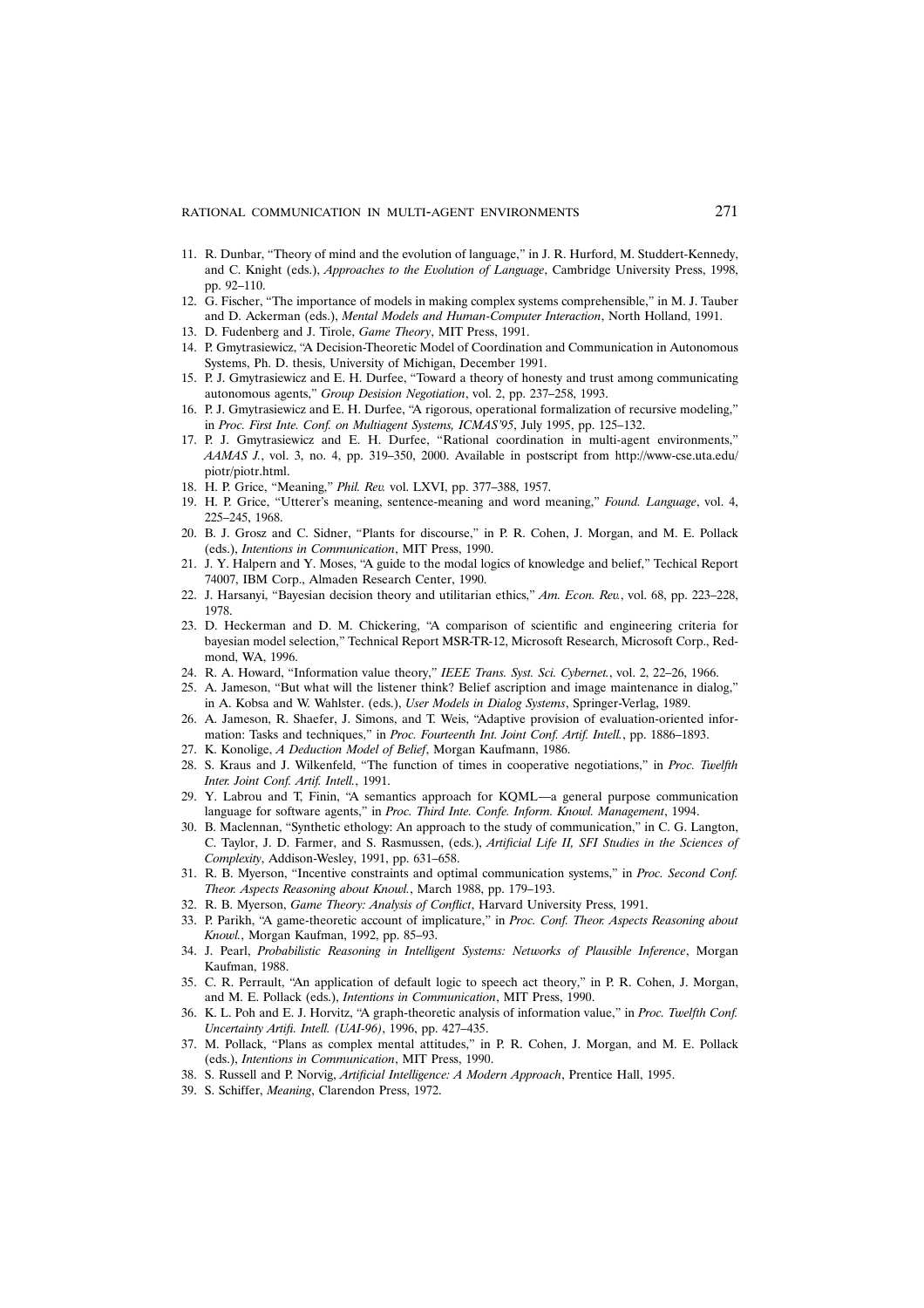11. R. Dunbar, "Theory of mind and the evolution of language," in J. R. Hurford, M. Studdert-Kennedy, and C. Knight (eds.), *Approaches to the Evolution of Language*, Cambridge University Press, 1998, pp. 92–110.
12. G. Fischer, "The importance of models in making complex systems comprehensible," in M. J. Tauber and D. Ackerman (eds.), *Mental Models and Human-Computer Interaction*, North Holland, 1991.
13. D. Fudenberg and J. Tirole, *Game Theory*, MIT Press, 1991.
14. P. Gmytrasiewicz, "A Decision-Theoretic Model of Coordination and Communication in Autonomous Systems, Ph. D. thesis, University of Michigan, December 1991.
15. P. J. Gmytrasiewicz and E. H. Durfee, "Toward a theory of honesty and trust among communicating autonomous agents," *Group Desision Negotiation*, vol. 2, pp. 237–258, 1993.
16. P. J. Gmytrasiewicz and E. H. Durfee, "A rigorous, operational formalization of recursive modeling," in *Proc. First Inte. Conf. on Multiagent Systems, ICMAS'95*, July 1995, pp. 125–132.
17. P. J. Gmytrasiewicz and E. H. Durfee, "Rational coordination in multi-agent environments," *AAMAS J.*, vol. 3, no. 4, pp. 319–350, 2000. Available in postscript from http://www-cse.uta.edu/piotr/piotr.html.
18. H. P. Grice, "Meaning," *Phil. Rev.* vol. LXVI, pp. 377–388, 1957.
19. H. P. Grice, "Utterer's meaning, sentence-meaning and word meaning," *Found. Language*, vol. 4, 225–245, 1968.
20. B. J. Grosz and C. Sidner, "Plants for discourse," in P. R. Cohen, J. Morgan, and M. E. Pollack (eds.), *Intentions in Communication*, MIT Press, 1990.
21. J. Y. Halpern and Y. Moses, "A guide to the modal logics of knowledge and belief," Techical Report 74007, IBM Corp., Almaden Research Center, 1990.
22. J. Harsanyi, "Bayesian decision theory and utilitarian ethics," *Am. Econ. Rev.*, vol. 68, pp. 223–228, 1978.
23. D. Heckerman and D. M. Chickering, "A comparison of scientific and engineering criteria for bayesian model selection," Technical Report MSR-TR-12, Microsoft Research, Microsoft Corp., Redmond, WA, 1996.
24. R. A. Howard, "Information value theory," *IEEE Trans. Syst. Sci. Cybernet.*, vol. 2, 22–26, 1966.
25. A. Jameson, "But what will the listener think? Belief ascription and image maintenance in dialog," in A. Kobsa and W. Wahlster. (eds.), *User Models in Dialog Systems*, Springer-Verlag, 1989.
26. A. Jameson, R. Shaefer, J. Simons, and T. Weis, "Adaptive provision of evaluation-oriented information: Tasks and techniques," in *Proc. Fourteenth Int. Joint Conf. Artif. Intell.*, pp. 1886–1893.
27. K. Konolige, *A Deduction Model of Belief*, Morgan Kaufmann, 1986.
28. S. Kraus and J. Wilkenfeld, "The function of times in cooperative negotiations," in *Proc. Twelfth Inter. Joint Conf. Artif. Intell.*, 1991.
29. Y. Labrou and T, Finin, "A semantics approach for KQML—a general purpose communication language for software agents," in *Proc. Third Inte. Confe. Inform. Knowl. Management*, 1994.
30. B. Maclennan, "Synthetic ethology: An approach to the study of communication," in C. G. Langton, C. Taylor, J. D. Farmer, and S. Rasmussen, (eds.), *Artificial Life II, SFI Studies in the Sciences of Complexity*, Addison-Wesley, 1991, pp. 631–658.
31. R. B. Myerson, "Incentive constraints and optimal communication systems," in *Proc. Second Conf. Theor. Aspects Reasoning about Knowl.*, March 1988, pp. 179–193.
32. R. B. Myerson, *Game Theory: Analysis of Conflict*, Harvard University Press, 1991.
33. P. Parikh, "A game-theoretic account of implicature," in *Proc. Conf. Theor. Aspects Reasoning about Knowl.*, Morgan Kaufman, 1992, pp. 85–93.
34. J. Pearl, *Probabilistic Reasoning in Intelligent Systems: Networks of Plausible Inference*, Morgan Kaufman, 1988.
35. C. R. Perrault, "An application of default logic to speech act theory," in P. R. Cohen, J. Morgan, and M. E. Pollack (eds.), *Intentions in Communication*, MIT Press, 1990.
36. K. L. Poh and E. J. Horvitz, "A graph-theoretic analysis of information value," in *Proc. Twelfth Conf. Uncertainty Artifi. Intell. (UAI-96)*, 1996, pp. 427–435.
37. M. Pollack, "Plans as complex mental attitudes," in P. R. Cohen, J. Morgan, and M. E. Pollack (eds.), *Intentions in Communication*, MIT Press, 1990.
38. S. Russell and P. Norvig, *Artificial Intelligence: A Modern Approach*, Prentice Hall, 1995.
39. S. Schiffer, *Meaning*, Clarendon Press, 1972.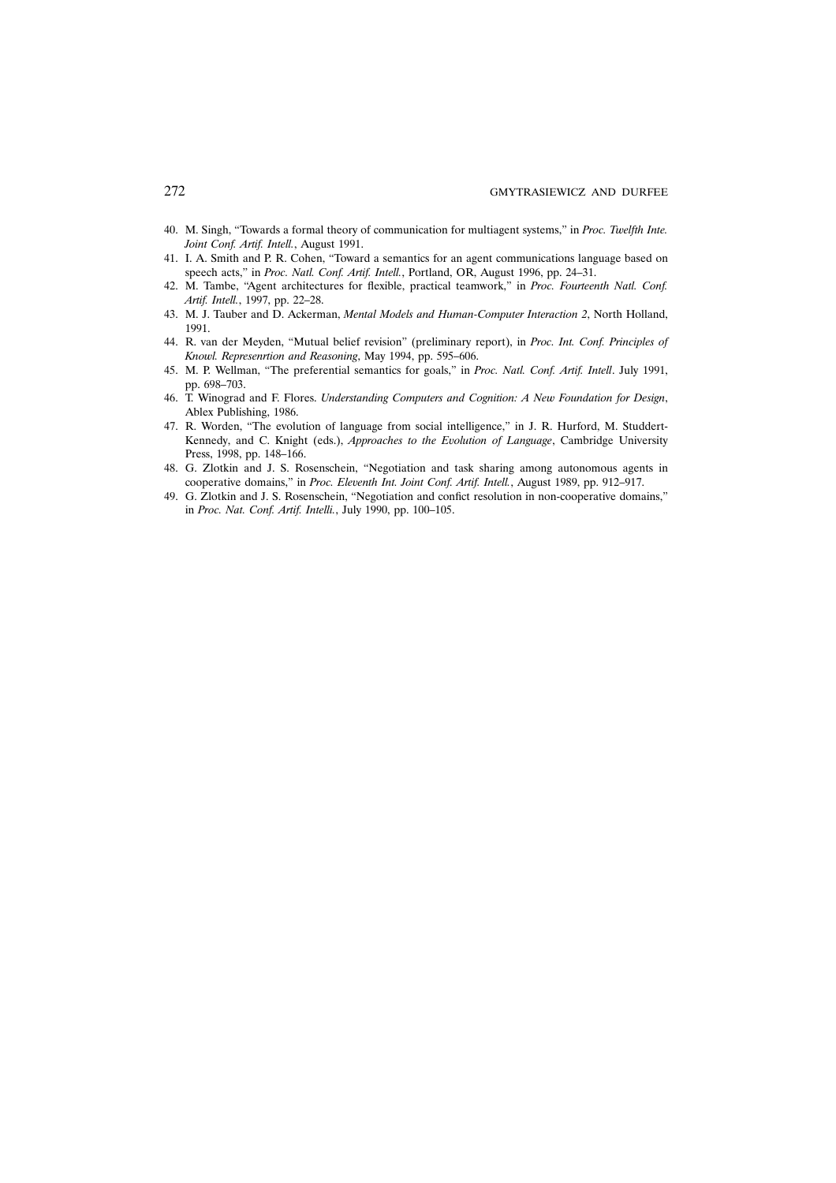40. M. Singh, "Towards a formal theory of communication for multiagent systems," in *Proc. Twelfth Inte. Joint Conf. Artif. Intell.*, August 1991.
41. I. A. Smith and P. R. Cohen, "Toward a semantics for an agent communications language based on speech acts," in *Proc. Natl. Conf. Artif. Intell.*, Portland, OR, August 1996, pp. 24–31.
42. M. Tambe, "Agent architectures for flexible, practical teamwork," in *Proc. Fourteenth Natl. Conf. Artif. Intell.*, 1997, pp. 22–28.
43. M. J. Tauber and D. Ackerman, *Mental Models and Human-Computer Interaction 2*, North Holland, 1991.
44. R. van der Meyden, "Mutual belief revision" (preliminary report), in *Proc. Int. Conf. Principles of Knowl. Represenrtion and Reasoning*, May 1994, pp. 595–606.
45. M. P. Wellman, "The preferential semantics for goals," in *Proc. Natl. Conf. Artif. Intell*. July 1991, pp. 698–703.
46. T. Winograd and F. Flores. *Understanding Computers and Cognition: A New Foundation for Design*, Ablex Publishing, 1986.
47. R. Worden, "The evolution of language from social intelligence," in J. R. Hurford, M. Studdert-Kennedy, and C. Knight (eds.), *Approaches to the Evolution of Language*, Cambridge University Press, 1998, pp. 148–166.
48. G. Zlotkin and J. S. Rosenschein, "Negotiation and task sharing among autonomous agents in cooperative domains," in *Proc. Eleventh Int. Joint Conf. Artif. Intell.*, August 1989, pp. 912–917.
49. G. Zlotkin and J. S. Rosenschein, "Negotiation and confict resolution in non-cooperative domains," in *Proc. Nat. Conf. Artif. Intelli.*, July 1990, pp. 100–105.